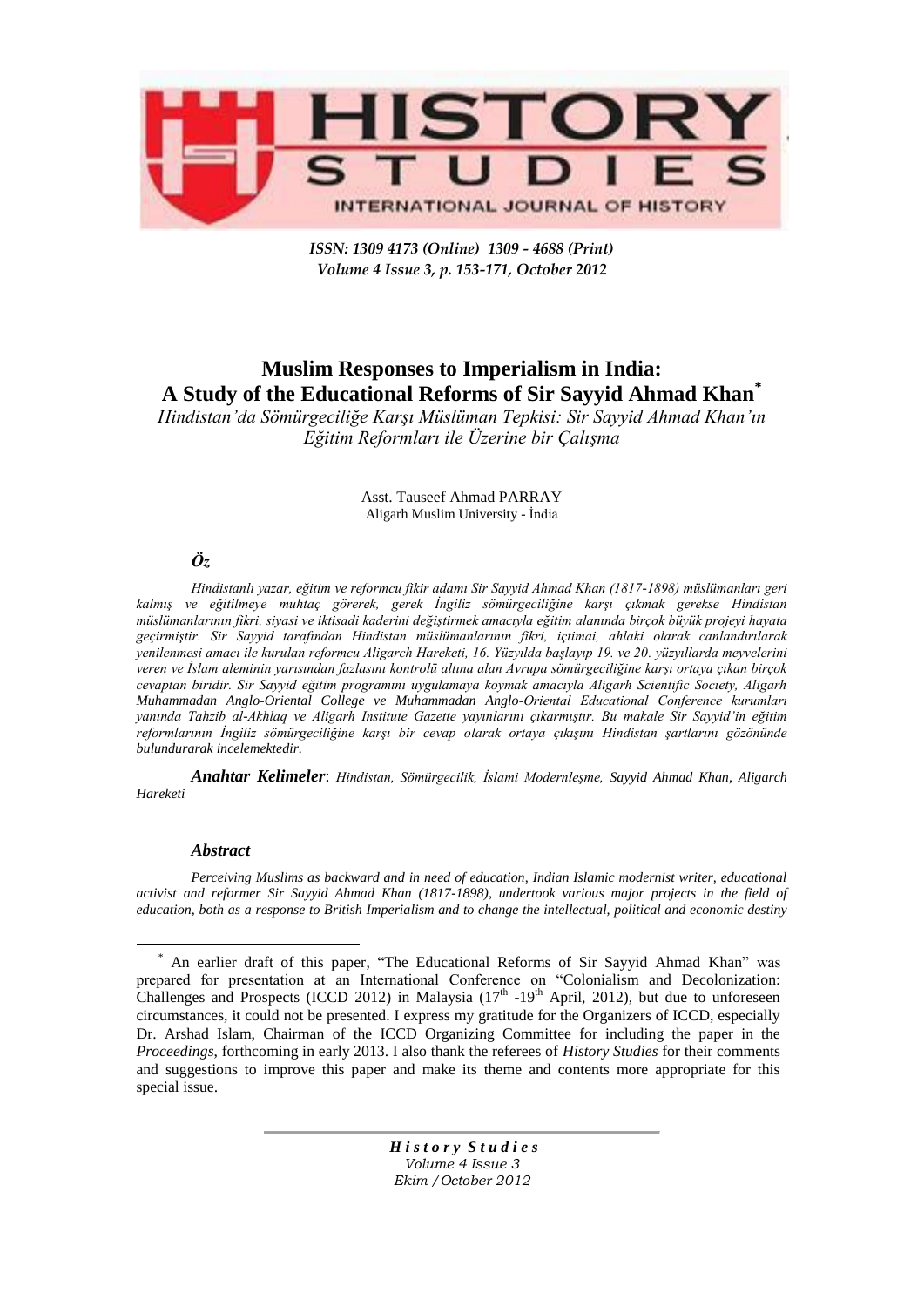*ISSN: 1309 4173 (Online) 1309 - 4688 (Print)*
*Volume 4 Issue 3, p. 153-171, October 2012*

# Muslim Responses to Imperialism in India: A Study of the Educational Reforms of Sir Sayyid Ahmad Khan[*]

*Hindistan'da Sömürgeciliğe Karşı Müslüman Tepkisi: Sir Sayyid Ahmad Khan'ın Eğitim Reformları ile Üzerine bir Çalışma*

Asst. Tauseef Ahmad PARRAY
Aligarh Muslim University - İndia

### *Öz*

*Hindistanlı yazar, eğitim ve reformcu fikir adamı Sir Sayyid Ahmad Khan (1817-1898) müslümanları geri kalmış ve eğitilmeye muhtaç görerek, gerek İngiliz sömürgeciliğine karşı çıkmak gerekse Hindistan müslümanlarının fikri, siyasi ve iktisadi kaderini değiştirmek amacıyla eğitim alanında birçok büyük projeyi hayata geçirmiştir. Sir Sayyid tarafından Hindistan müslümanlarının fikri, içtimai, ahlaki olarak canlandırılarak yenilenmesi amacı ile kurulan reformcu Aligarch Hareketi, 16. Yüzyılda başlayıp 19. ve 20. yüzyıllarda meyvelerini veren ve İslam aleminin yarısından fazlasını kontrolü altına alan Avrupa sömürgeciliğine karşı ortaya çıkan birçok cevaptan biridir. Sir Sayyid eğitim programını uygulamaya koymak amacıyla Aligarh Scientific Society, Aligarh Muhammadan Anglo-Oriental College ve Muhammadan Anglo-Oriental Educational Conference kurumları yanında Tahzib al-Akhlaq ve Aligarh Institute Gazette yayınlarını çıkarmıştır. Bu makale Sir Sayyid'in eğitim reformlarının İngiliz sömürgeciliğine karşı bir cevap olarak ortaya çıkışını Hindistan şartlarını gözönünde bulundurarak incelemektedir.*

***Anahtar Kelimeler***: *Hindistan, Sömürgecilik, İslami Modernleşme, Sayyid Ahmad Khan, Aligarch Hareketi*

### *Abstract*

*Perceiving Muslims as backward and in need of education, Indian Islamic modernist writer, educational activist and reformer Sir Sayyid Ahmad Khan (1817-1898), undertook various major projects in the field of education, both as a response to British Imperialism and to change the intellectual, political and economic destiny*

---

[*] An earlier draft of this paper, "The Educational Reforms of Sir Sayyid Ahmad Khan" was prepared for presentation at an International Conference on "Colonialism and Decolonization: Challenges and Prospects (ICCD 2012) in Malaysia ($17^{th}$ -$19^{th}$ April, 2012), but due to unforeseen circumstances, it could not be presented. I express my gratitude for the Organizers of ICCD, especially Dr. Arshad Islam, Chairman of the ICCD Organizing Committee for including the paper in the *Proceedings*, forthcoming in early 2013. I also thank the referees of *History Studies* for their comments and suggestions to improve this paper and make its theme and contents more appropriate for this special issue.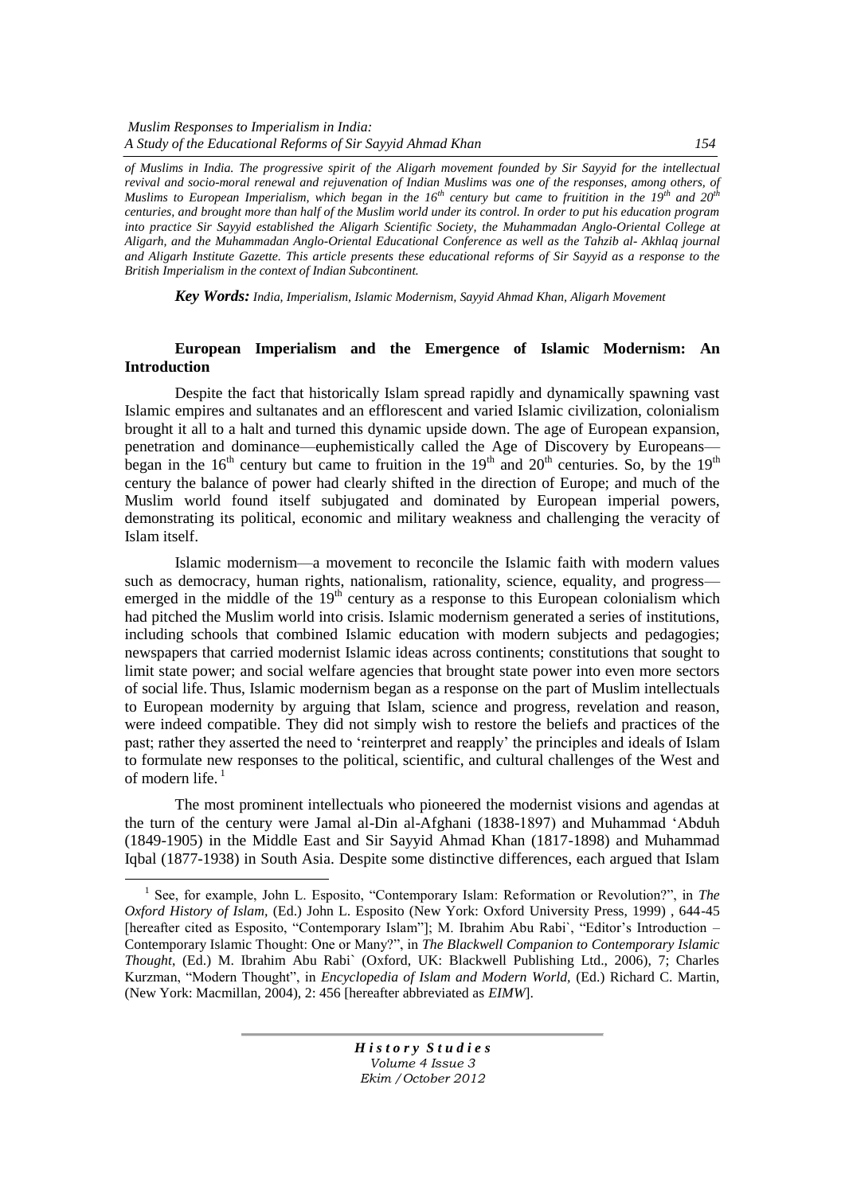*of Muslims in India. The progressive spirit of the Aligarh movement founded by Sir Sayyid for the intellectual revival and socio-moral renewal and rejuvenation of Indian Muslims was one of the responses, among others, of Muslims to European Imperialism, which began in the 16th century but came to fruitition in the 19th and 20th centuries, and brought more than half of the Muslim world under its control. In order to put his education program into practice Sir Sayyid established the Aligarh Scientific Society, the Muhammadan Anglo-Oriental College at Aligarh, and the Muhammadan Anglo-Oriental Educational Conference as well as the Tahzib al- Akhlaq journal and Aligarh Institute Gazette. This article presents these educational reforms of Sir Sayyid as a response to the British Imperialism in the context of Indian Subcontinent.*

***Key Words:*** *India, Imperialism, Islamic Modernism, Sayyid Ahmad Khan, Aligarh Movement*

## European Imperialism and the Emergence of Islamic Modernism: An Introduction

Despite the fact that historically Islam spread rapidly and dynamically spawning vast Islamic empires and sultanates and an efflorescent and varied Islamic civilization, colonialism brought it all to a halt and turned this dynamic upside down. The age of European expansion, penetration and dominance—euphemistically called the Age of Discovery by Europeans—began in the 16th century but came to fruition in the 19th and 20th centuries. So, by the 19th century the balance of power had clearly shifted in the direction of Europe; and much of the Muslim world found itself subjugated and dominated by European imperial powers, demonstrating its political, economic and military weakness and challenging the veracity of Islam itself.

Islamic modernism—a movement to reconcile the Islamic faith with modern values such as democracy, human rights, nationalism, rationality, science, equality, and progress—emerged in the middle of the 19th century as a response to this European colonialism which had pitched the Muslim world into crisis. Islamic modernism generated a series of institutions, including schools that combined Islamic education with modern subjects and pedagogies; newspapers that carried modernist Islamic ideas across continents; constitutions that sought to limit state power; and social welfare agencies that brought state power into even more sectors of social life. Thus, Islamic modernism began as a response on the part of Muslim intellectuals to European modernity by arguing that Islam, science and progress, revelation and reason, were indeed compatible. They did not simply wish to restore the beliefs and practices of the past; rather they asserted the need to 'reinterpret and reapply' the principles and ideals of Islam to formulate new responses to the political, scientific, and cultural challenges of the West and of modern life. [1]

The most prominent intellectuals who pioneered the modernist visions and agendas at the turn of the century were Jamal al-Din al-Afghani (1838-1897) and Muhammad 'Abduh (1849-1905) in the Middle East and Sir Sayyid Ahmad Khan (1817-1898) and Muhammad Iqbal (1877-1938) in South Asia. Despite some distinctive differences, each argued that Islam

---

[1] See, for example, John L. Esposito, "Contemporary Islam: Reformation or Revolution?", in *The Oxford History of Islam*, (Ed.) John L. Esposito (New York: Oxford University Press, 1999) , 644-45 [hereafter cited as Esposito, "Contemporary Islam"]; M. Ibrahim Abu Rabi`, "Editor's Introduction – Contemporary Islamic Thought: One or Many?", in *The Blackwell Companion to Contemporary Islamic Thought*, (Ed.) M. Ibrahim Abu Rabi` (Oxford, UK: Blackwell Publishing Ltd., 2006), 7; Charles Kurzman, "Modern Thought", in *Encyclopedia of Islam and Modern World*, (Ed.) Richard C. Martin, (New York: Macmillan, 2004), 2: 456 [hereafter abbreviated as *EIMW*].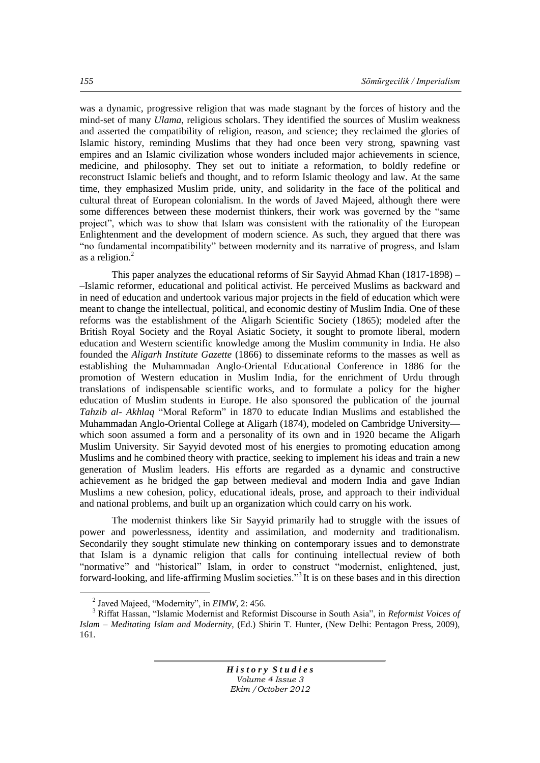was a dynamic, progressive religion that was made stagnant by the forces of history and the mind-set of many *Ulama*, religious scholars. They identified the sources of Muslim weakness and asserted the compatibility of religion, reason, and science; they reclaimed the glories of Islamic history, reminding Muslims that they had once been very strong, spawning vast empires and an Islamic civilization whose wonders included major achievements in science, medicine, and philosophy. They set out to initiate a reformation, to boldly redefine or reconstruct Islamic beliefs and thought, and to reform Islamic theology and law. At the same time, they emphasized Muslim pride, unity, and solidarity in the face of the political and cultural threat of European colonialism. In the words of Javed Majeed, although there were some differences between these modernist thinkers, their work was governed by the "same project", which was to show that Islam was consistent with the rationality of the European Enlightenment and the development of modern science. As such, they argued that there was "no fundamental incompatibility" between modernity and its narrative of progress, and Islam as a religion.[2]

This paper analyzes the educational reforms of Sir Sayyid Ahmad Khan (1817-1898) – –Islamic reformer, educational and political activist. He perceived Muslims as backward and in need of education and undertook various major projects in the field of education which were meant to change the intellectual, political, and economic destiny of Muslim India. One of these reforms was the establishment of the Aligarh Scientific Society (1865); modeled after the British Royal Society and the Royal Asiatic Society, it sought to promote liberal, modern education and Western scientific knowledge among the Muslim community in India. He also founded the *Aligarh Institute Gazette* (1866) to disseminate reforms to the masses as well as establishing the Muhammadan Anglo-Oriental Educational Conference in 1886 for the promotion of Western education in Muslim India, for the enrichment of Urdu through translations of indispensable scientific works, and to formulate a policy for the higher education of Muslim students in Europe. He also sponsored the publication of the journal *Tahzib al- Akhlaq* "Moral Reform" in 1870 to educate Indian Muslims and established the Muhammadan Anglo-Oriental College at Aligarh (1874), modeled on Cambridge University—which soon assumed a form and a personality of its own and in 1920 became the Aligarh Muslim University. Sir Sayyid devoted most of his energies to promoting education among Muslims and he combined theory with practice, seeking to implement his ideas and train a new generation of Muslim leaders. His efforts are regarded as a dynamic and constructive achievement as he bridged the gap between medieval and modern India and gave Indian Muslims a new cohesion, policy, educational ideals, prose, and approach to their individual and national problems, and built up an organization which could carry on his work.

The modernist thinkers like Sir Sayyid primarily had to struggle with the issues of power and powerlessness, identity and assimilation, and modernity and traditionalism. Secondarily they sought stimulate new thinking on contemporary issues and to demonstrate that Islam is a dynamic religion that calls for continuing intellectual review of both "normative" and "historical" Islam, in order to construct "modernist, enlightened, just, forward-looking, and life-affirming Muslim societies."[3] It is on these bases and in this direction

---

[2] Javed Majeed, "Modernity", in *EIMW*, 2: 456.

[3] Riffat Hassan, "Islamic Modernist and Reformist Discourse in South Asia", in *Reformist Voices of Islam – Meditating Islam and Modernity*, (Ed.) Shirin T. Hunter, (New Delhi: Pentagon Press, 2009), 161.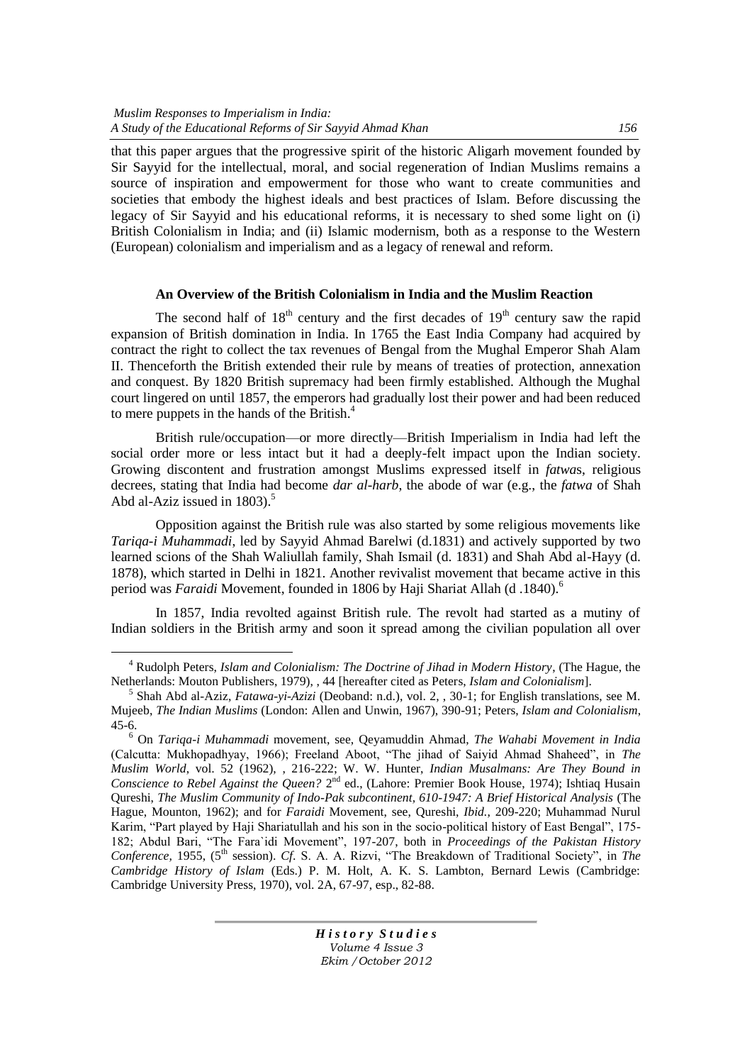that this paper argues that the progressive spirit of the historic Aligarh movement founded by Sir Sayyid for the intellectual, moral, and social regeneration of Indian Muslims remains a source of inspiration and empowerment for those who want to create communities and societies that embody the highest ideals and best practices of Islam. Before discussing the legacy of Sir Sayyid and his educational reforms, it is necessary to shed some light on (i) British Colonialism in India; and (ii) Islamic modernism, both as a response to the Western (European) colonialism and imperialism and as a legacy of renewal and reform.

### An Overview of the British Colonialism in India and the Muslim Reaction

The second half of 18th century and the first decades of 19th century saw the rapid expansion of British domination in India. In 1765 the East India Company had acquired by contract the right to collect the tax revenues of Bengal from the Mughal Emperor Shah Alam II. Thenceforth the British extended their rule by means of treaties of protection, annexation and conquest. By 1820 British supremacy had been firmly established. Although the Mughal court lingered on until 1857, the emperors had gradually lost their power and had been reduced to mere puppets in the hands of the British.[4]

British rule/occupation—or more directly—British Imperialism in India had left the social order more or less intact but it had a deeply-felt impact upon the Indian society. Growing discontent and frustration amongst Muslims expressed itself in *fatwa*s, religious decrees, stating that India had become *dar al-harb*, the abode of war (e.g., the *fatwa* of Shah Abd al-Aziz issued in 1803).[5]

Opposition against the British rule was also started by some religious movements like *Tariqa-i Muhammadi*, led by Sayyid Ahmad Barelwi (d.1831) and actively supported by two learned scions of the Shah Waliullah family, Shah Ismail (d. 1831) and Shah Abd al-Hayy (d. 1878), which started in Delhi in 1821. Another revivalist movement that became active in this period was *Faraidi* Movement, founded in 1806 by Haji Shariat Allah (d .1840).[6]

In 1857, India revolted against British rule. The revolt had started as a mutiny of Indian soldiers in the British army and soon it spread among the civilian population all over

---

[4] Rudolph Peters, *Islam and Colonialism: The Doctrine of Jihad in Modern History*, (The Hague, the Netherlands: Mouton Publishers, 1979), , 44 [hereafter cited as Peters, *Islam and Colonialism*].

[5] Shah Abd al-Aziz, *Fatawa-yi-Azizi* (Deoband: n.d.), vol. 2, , 30-1; for English translations, see M. Mujeeb, *The Indian Muslims* (London: Allen and Unwin, 1967), 390-91; Peters, *Islam and Colonialism*, 45-6.

[6] On *Tariqa-i Muhammadi* movement, see, Qeyamuddin Ahmad, *The Wahabi Movement in India* (Calcutta: Mukhopadhyay, 1966); Freeland Aboot, "The jihad of Saiyid Ahmad Shaheed", in *The Muslim World*, vol. 52 (1962), , 216-222; W. W. Hunter, *Indian Musalmans: Are They Bound in Conscience to Rebel Against the Queen?* 2nd ed., (Lahore: Premier Book House, 1974); Ishtiaq Husain Qureshi, *The Muslim Community of Indo-Pak subcontinent, 610-1947: A Brief Historical Analysis* (The Hague, Mounton, 1962); and for *Faraidi* Movement, see, Qureshi, *Ibid.*, 209-220; Muhammad Nurul Karim, "Part played by Haji Shariatullah and his son in the socio-political history of East Bengal", 175-182; Abdul Bari, "The Fara`idi Movement", 197-207, both in *Proceedings of the Pakistan History Conference*, 1955, (5th session). *Cf.* S. A. A. Rizvi, "The Breakdown of Traditional Society", in *The Cambridge History of Islam* (Eds.) P. M. Holt, A. K. S. Lambton, Bernard Lewis (Cambridge: Cambridge University Press, 1970), vol. 2A, 67-97, esp., 82-88.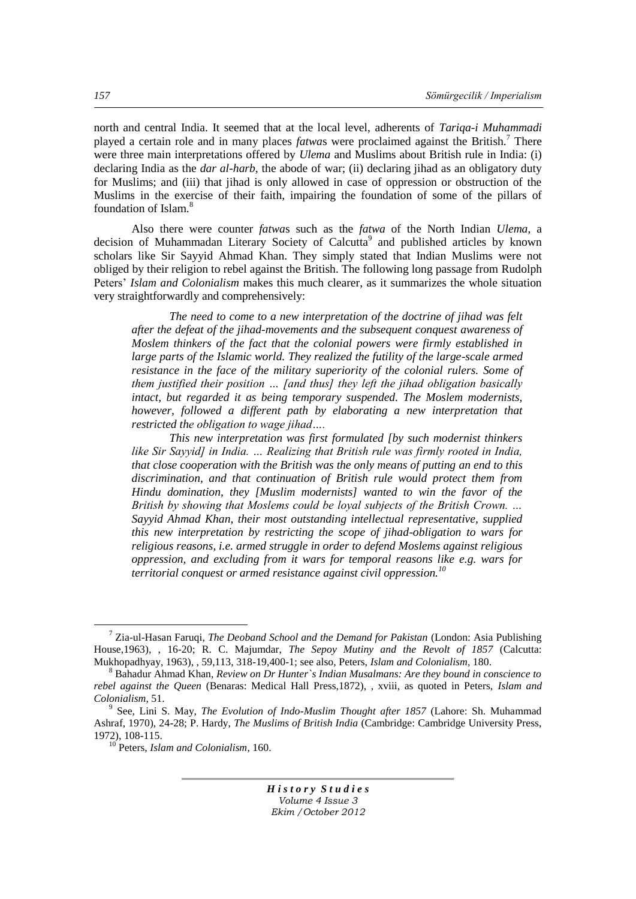north and central India. It seemed that at the local level, adherents of *Tariqa-i Muhammadi* played a certain role and in many places *fatwa*s were proclaimed against the British.[7] There were three main interpretations offered by *Ulema* and Muslims about British rule in India: (i) declaring India as the *dar al-harb*, the abode of war; (ii) declaring jihad as an obligatory duty for Muslims; and (iii) that jihad is only allowed in case of oppression or obstruction of the Muslims in the exercise of their faith, impairing the foundation of some of the pillars of foundation of Islam.[8]

Also there were counter *fatwa*s such as the *fatwa* of the North Indian *Ulema*, a decision of Muhammadan Literary Society of Calcutta[9] and published articles by known scholars like Sir Sayyid Ahmad Khan. They simply stated that Indian Muslims were not obliged by their religion to rebel against the British. The following long passage from Rudolph Peters' *Islam and Colonialism* makes this much clearer, as it summarizes the whole situation very straightforwardly and comprehensively:

> *The need to come to a new interpretation of the doctrine of jihad was felt after the defeat of the jihad-movements and the subsequent conquest awareness of Moslem thinkers of the fact that the colonial powers were firmly established in large parts of the Islamic world. They realized the futility of the large-scale armed resistance in the face of the military superiority of the colonial rulers. Some of them justified their position … [and thus] they left the jihad obligation basically intact, but regarded it as being temporary suspended. The Moslem modernists, however, followed a different path by elaborating a new interpretation that restricted the obligation to wage jihad….*
>
> *This new interpretation was first formulated [by such modernist thinkers like Sir Sayyid] in India. … Realizing that British rule was firmly rooted in India, that close cooperation with the British was the only means of putting an end to this discrimination, and that continuation of British rule would protect them from Hindu domination, they [Muslim modernists] wanted to win the favor of the British by showing that Moslems could be loyal subjects of the British Crown. … Sayyid Ahmad Khan, their most outstanding intellectual representative, supplied this new interpretation by restricting the scope of jihad-obligation to wars for religious reasons, i.e. armed struggle in order to defend Moslems against religious oppression, and excluding from it wars for temporal reasons like e.g. wars for territorial conquest or armed resistance against civil oppression.*[10]

---

[7] Zia-ul-Hasan Faruqi, *The Deoband School and the Demand for Pakistan* (London: Asia Publishing House,1963), , 16-20; R. C. Majumdar, *The Sepoy Mutiny and the Revolt of 1857* (Calcutta: Mukhopadhyay, 1963), , 59,113, 318-19,400-1; see also, Peters, *Islam and Colonialism*, 180.

[8] Bahadur Ahmad Khan, *Review on Dr Hunter`s Indian Musalmans: Are they bound in conscience to rebel against the Queen* (Benaras: Medical Hall Press,1872), , xviii, as quoted in Peters, *Islam and Colonialism*, 51.

[9] See, Lini S. May, *The Evolution of Indo-Muslim Thought after 1857* (Lahore: Sh. Muhammad Ashraf, 1970), 24-28; P. Hardy, *The Muslims of British India* (Cambridge: Cambridge University Press, 1972), 108-115.

[10] Peters, *Islam and Colonialism*, 160.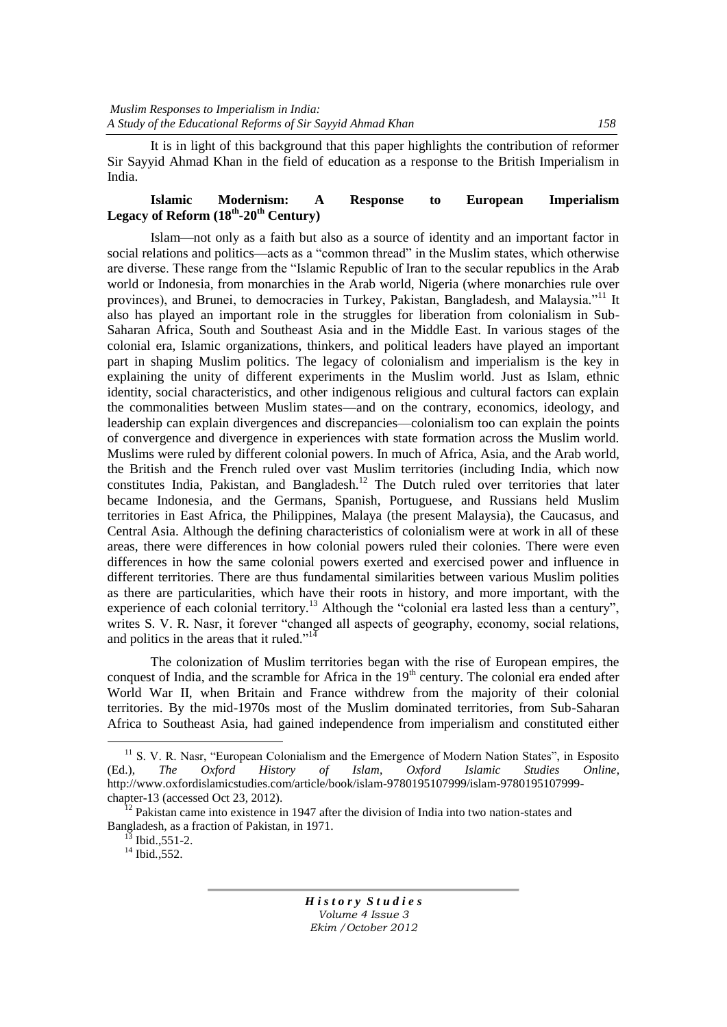It is in light of this background that this paper highlights the contribution of reformer Sir Sayyid Ahmad Khan in the field of education as a response to the British Imperialism in India.

## Islamic Modernism: A Response to European Imperialism Legacy of Reform (18th-20th Century)

Islam—not only as a faith but also as a source of identity and an important factor in social relations and politics—acts as a "common thread" in the Muslim states, which otherwise are diverse. These range from the "Islamic Republic of Iran to the secular republics in the Arab world or Indonesia, from monarchies in the Arab world, Nigeria (where monarchies rule over provinces), and Brunei, to democracies in Turkey, Pakistan, Bangladesh, and Malaysia."[11] It also has played an important role in the struggles for liberation from colonialism in Sub-Saharan Africa, South and Southeast Asia and in the Middle East. In various stages of the colonial era, Islamic organizations, thinkers, and political leaders have played an important part in shaping Muslim politics. The legacy of colonialism and imperialism is the key in explaining the unity of different experiments in the Muslim world. Just as Islam, ethnic identity, social characteristics, and other indigenous religious and cultural factors can explain the commonalities between Muslim states—and on the contrary, economics, ideology, and leadership can explain divergences and discrepancies—colonialism too can explain the points of convergence and divergence in experiences with state formation across the Muslim world. Muslims were ruled by different colonial powers. In much of Africa, Asia, and the Arab world, the British and the French ruled over vast Muslim territories (including India, which now constitutes India, Pakistan, and Bangladesh.[12] The Dutch ruled over territories that later became Indonesia, and the Germans, Spanish, Portuguese, and Russians held Muslim territories in East Africa, the Philippines, Malaya (the present Malaysia), the Caucasus, and Central Asia. Although the defining characteristics of colonialism were at work in all of these areas, there were differences in how colonial powers ruled their colonies. There were even differences in how the same colonial powers exerted and exercised power and influence in different territories. There are thus fundamental similarities between various Muslim polities as there are particularities, which have their roots in history, and more important, with the experience of each colonial territory.[13] Although the "colonial era lasted less than a century", writes S. V. R. Nasr, it forever "changed all aspects of geography, economy, social relations, and politics in the areas that it ruled."[14]

The colonization of Muslim territories began with the rise of European empires, the conquest of India, and the scramble for Africa in the 19th century. The colonial era ended after World War II, when Britain and France withdrew from the majority of their colonial territories. By the mid-1970s most of the Muslim dominated territories, from Sub-Saharan Africa to Southeast Asia, had gained independence from imperialism and constituted either

---

[11] S. V. R. Nasr, "European Colonialism and the Emergence of Modern Nation States", in Esposito (Ed.), *The Oxford History of Islam*, *Oxford Islamic Studies Online*, http://www.oxfordislamicstudies.com/article/book/islam-9780195107999/islam-9780195107999-chapter-13 (accessed Oct 23, 2012).

[12] Pakistan came into existence in 1947 after the division of India into two nation-states and Bangladesh, as a fraction of Pakistan, in 1971.

[13] Ibid.,551-2.

[14] Ibid.,552.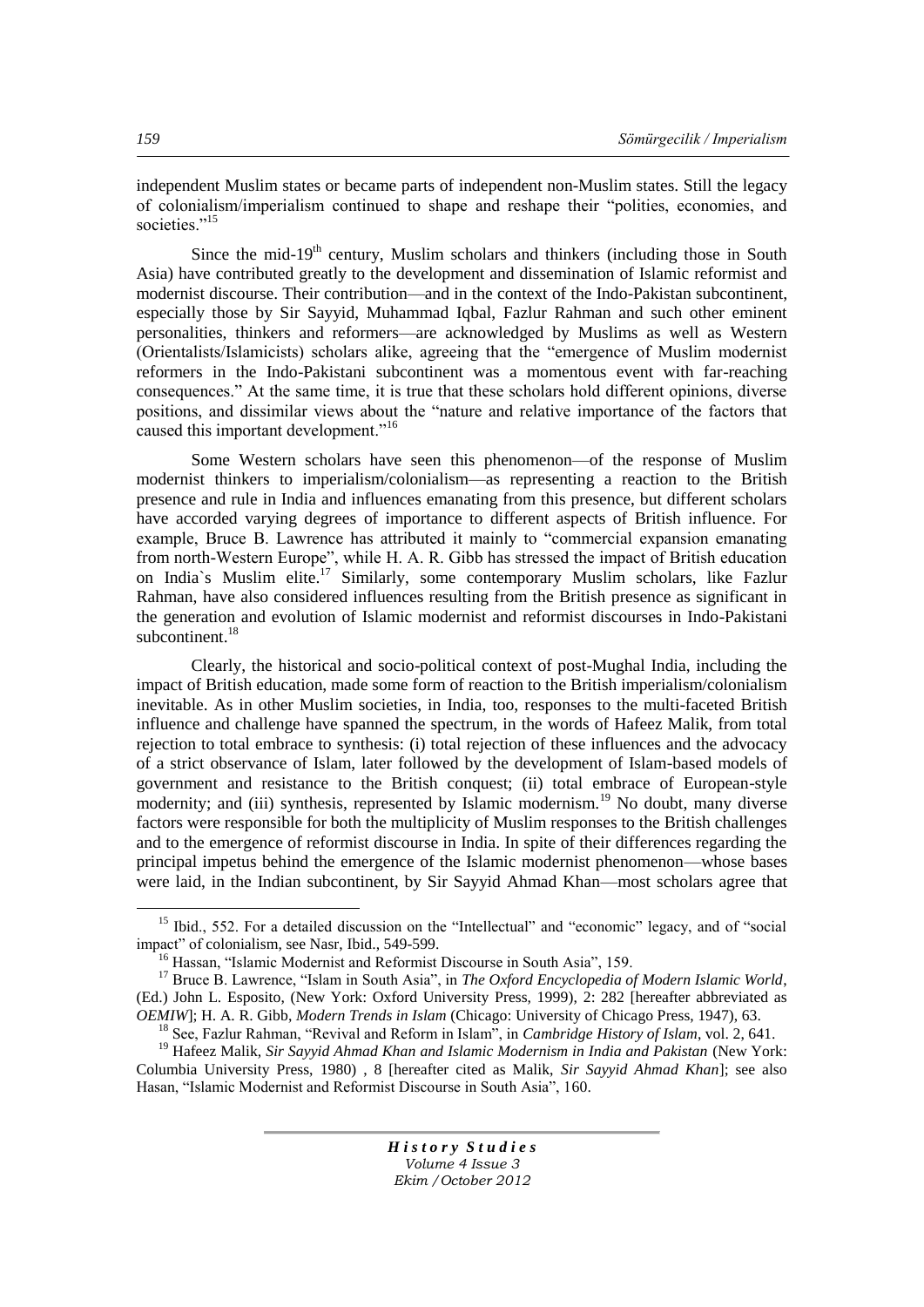independent Muslim states or became parts of independent non-Muslim states. Still the legacy of colonialism/imperialism continued to shape and reshape their "polities, economies, and societies."[15]

Since the mid-19th century, Muslim scholars and thinkers (including those in South Asia) have contributed greatly to the development and dissemination of Islamic reformist and modernist discourse. Their contribution—and in the context of the Indo-Pakistan subcontinent, especially those by Sir Sayyid, Muhammad Iqbal, Fazlur Rahman and such other eminent personalities, thinkers and reformers—are acknowledged by Muslims as well as Western (Orientalists/Islamicists) scholars alike, agreeing that the "emergence of Muslim modernist reformers in the Indo-Pakistani subcontinent was a momentous event with far-reaching consequences." At the same time, it is true that these scholars hold different opinions, diverse positions, and dissimilar views about the "nature and relative importance of the factors that caused this important development."[16]

Some Western scholars have seen this phenomenon—of the response of Muslim modernist thinkers to imperialism/colonialism—as representing a reaction to the British presence and rule in India and influences emanating from this presence, but different scholars have accorded varying degrees of importance to different aspects of British influence. For example, Bruce B. Lawrence has attributed it mainly to "commercial expansion emanating from north-Western Europe", while H. A. R. Gibb has stressed the impact of British education on India`s Muslim elite.[17] Similarly, some contemporary Muslim scholars, like Fazlur Rahman, have also considered influences resulting from the British presence as significant in the generation and evolution of Islamic modernist and reformist discourses in Indo-Pakistani subcontinent.[18]

Clearly, the historical and socio-political context of post-Mughal India, including the impact of British education, made some form of reaction to the British imperialism/colonialism inevitable. As in other Muslim societies, in India, too, responses to the multi-faceted British influence and challenge have spanned the spectrum, in the words of Hafeez Malik, from total rejection to total embrace to synthesis: (i) total rejection of these influences and the advocacy of a strict observance of Islam, later followed by the development of Islam-based models of government and resistance to the British conquest; (ii) total embrace of European-style modernity; and (iii) synthesis, represented by Islamic modernism.[19] No doubt, many diverse factors were responsible for both the multiplicity of Muslim responses to the British challenges and to the emergence of reformist discourse in India. In spite of their differences regarding the principal impetus behind the emergence of the Islamic modernist phenomenon—whose bases were laid, in the Indian subcontinent, by Sir Sayyid Ahmad Khan—most scholars agree that

---

[15] Ibid., 552. For a detailed discussion on the "Intellectual" and "economic" legacy, and of "social impact" of colonialism, see Nasr, Ibid., 549-599.

[16] Hassan, "Islamic Modernist and Reformist Discourse in South Asia", 159.

[17] Bruce B. Lawrence, "Islam in South Asia", in *The Oxford Encyclopedia of Modern Islamic World*, (Ed.) John L. Esposito, (New York: Oxford University Press, 1999), 2: 282 [hereafter abbreviated as *OEMIW*]; H. A. R. Gibb, *Modern Trends in Islam* (Chicago: University of Chicago Press, 1947), 63.

[18] See, Fazlur Rahman, "Revival and Reform in Islam", in *Cambridge History of Islam*, vol. 2, 641.

[19] Hafeez Malik, *Sir Sayyid Ahmad Khan and Islamic Modernism in India and Pakistan* (New York: Columbia University Press, 1980) , 8 [hereafter cited as Malik, *Sir Sayyid Ahmad Khan*]; see also Hasan, "Islamic Modernist and Reformist Discourse in South Asia", 160.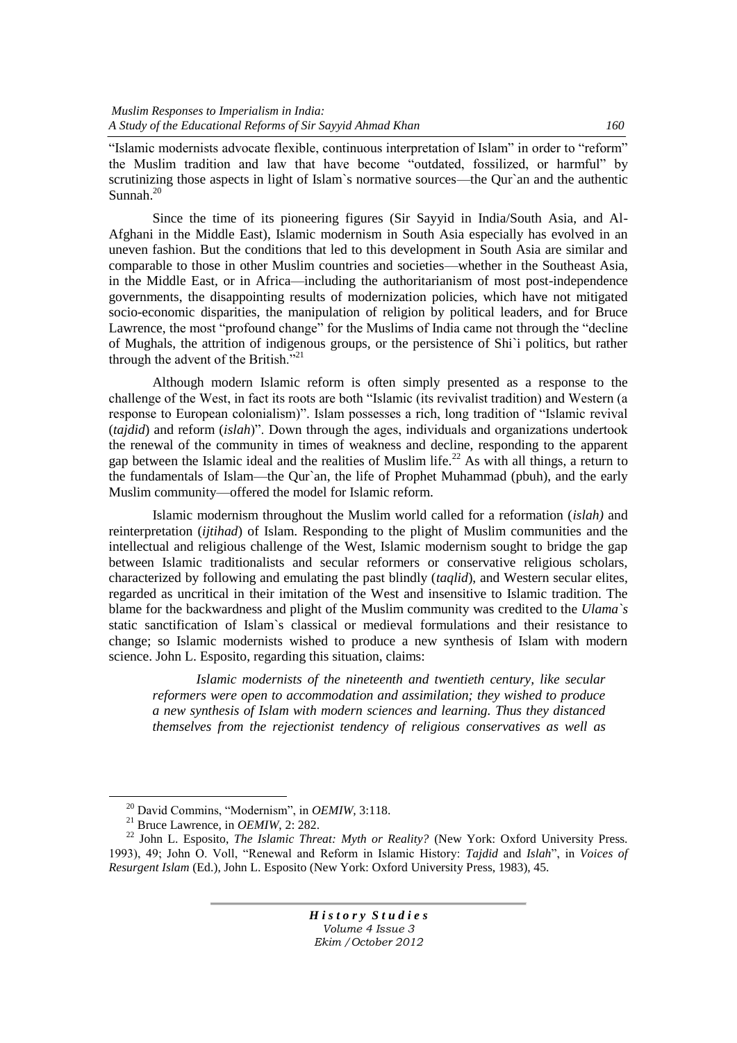"Islamic modernists advocate flexible, continuous interpretation of Islam" in order to "reform" the Muslim tradition and law that have become "outdated, fossilized, or harmful" by scrutinizing those aspects in light of Islam`s normative sources—the Qur`an and the authentic Sunnah.[20]

Since the time of its pioneering figures (Sir Sayyid in India/South Asia, and Al-Afghani in the Middle East), Islamic modernism in South Asia especially has evolved in an uneven fashion. But the conditions that led to this development in South Asia are similar and comparable to those in other Muslim countries and societies—whether in the Southeast Asia, in the Middle East, or in Africa—including the authoritarianism of most post-independence governments, the disappointing results of modernization policies, which have not mitigated socio-economic disparities, the manipulation of religion by political leaders, and for Bruce Lawrence, the most "profound change" for the Muslims of India came not through the "decline of Mughals, the attrition of indigenous groups, or the persistence of Shi`i politics, but rather through the advent of the British."[21]

Although modern Islamic reform is often simply presented as a response to the challenge of the West, in fact its roots are both "Islamic (its revivalist tradition) and Western (a response to European colonialism)". Islam possesses a rich, long tradition of "Islamic revival (*tajdid*) and reform (*islah*)". Down through the ages, individuals and organizations undertook the renewal of the community in times of weakness and decline, responding to the apparent gap between the Islamic ideal and the realities of Muslim life.[22] As with all things, a return to the fundamentals of Islam—the Qur`an, the life of Prophet Muhammad (pbuh), and the early Muslim community—offered the model for Islamic reform.

Islamic modernism throughout the Muslim world called for a reformation (*islah)* and reinterpretation (*ijtihad*) of Islam. Responding to the plight of Muslim communities and the intellectual and religious challenge of the West, Islamic modernism sought to bridge the gap between Islamic traditionalists and secular reformers or conservative religious scholars, characterized by following and emulating the past blindly (*taqlid*), and Western secular elites, regarded as uncritical in their imitation of the West and insensitive to Islamic tradition. The blame for the backwardness and plight of the Muslim community was credited to the *Ulama`s* static sanctification of Islam`s classical or medieval formulations and their resistance to change; so Islamic modernists wished to produce a new synthesis of Islam with modern science. John L. Esposito, regarding this situation, claims:

> *Islamic modernists of the nineteenth and twentieth century, like secular reformers were open to accommodation and assimilation; they wished to produce a new synthesis of Islam with modern sciences and learning. Thus they distanced themselves from the rejectionist tendency of religious conservatives as well as*

---

[20] David Commins, "Modernism", in *OEMIW*, 3:118.

[21] Bruce Lawrence, in *OEMIW*, 2: 282.

[22] John L. Esposito, *The Islamic Threat: Myth or Reality?* (New York: Oxford University Press. 1993), 49; John O. Voll, "Renewal and Reform in Islamic History: *Tajdid* and *Islah*", in *Voices of Resurgent Islam* (Ed.), John L. Esposito (New York: Oxford University Press, 1983), 45.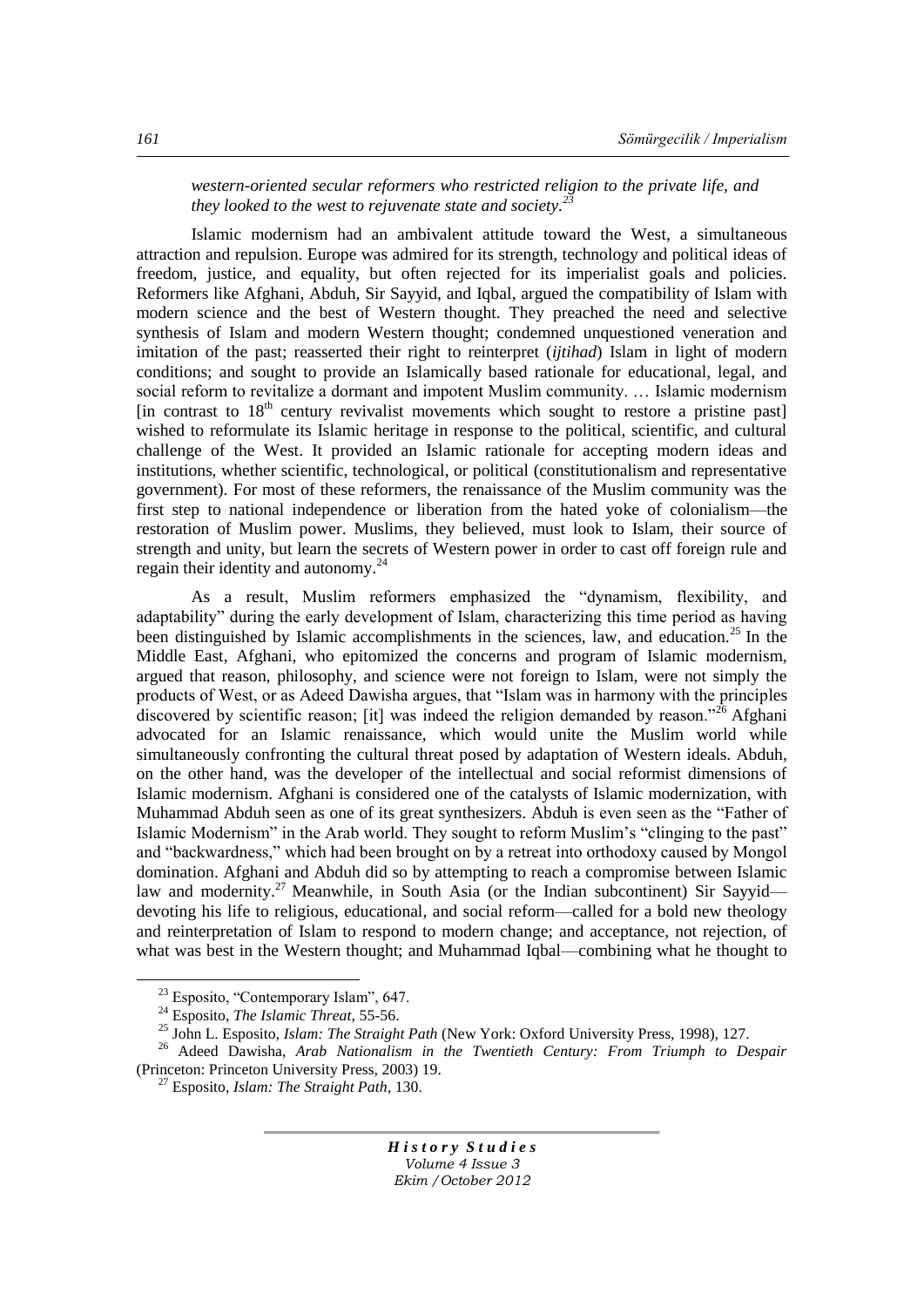*western-oriented secular reformers who restricted religion to the private life, and they looked to the west to rejuvenate state and society.*[23]

Islamic modernism had an ambivalent attitude toward the West, a simultaneous attraction and repulsion. Europe was admired for its strength, technology and political ideas of freedom, justice, and equality, but often rejected for its imperialist goals and policies. Reformers like Afghani, Abduh, Sir Sayyid, and Iqbal, argued the compatibility of Islam with modern science and the best of Western thought. They preached the need and selective synthesis of Islam and modern Western thought; condemned unquestioned veneration and imitation of the past; reasserted their right to reinterpret (*ijtihad*) Islam in light of modern conditions; and sought to provide an Islamically based rationale for educational, legal, and social reform to revitalize a dormant and impotent Muslim community. … Islamic modernism [in contrast to 18th century revivalist movements which sought to restore a pristine past] wished to reformulate its Islamic heritage in response to the political, scientific, and cultural challenge of the West. It provided an Islamic rationale for accepting modern ideas and institutions, whether scientific, technological, or political (constitutionalism and representative government). For most of these reformers, the renaissance of the Muslim community was the first step to national independence or liberation from the hated yoke of colonialism—the restoration of Muslim power. Muslims, they believed, must look to Islam, their source of strength and unity, but learn the secrets of Western power in order to cast off foreign rule and regain their identity and autonomy.[24]

As a result, Muslim reformers emphasized the "dynamism, flexibility, and adaptability" during the early development of Islam, characterizing this time period as having been distinguished by Islamic accomplishments in the sciences, law, and education.[25] In the Middle East, Afghani, who epitomized the concerns and program of Islamic modernism, argued that reason, philosophy, and science were not foreign to Islam, were not simply the products of West, or as Adeed Dawisha argues, that "Islam was in harmony with the principles discovered by scientific reason; [it] was indeed the religion demanded by reason."[26] Afghani advocated for an Islamic renaissance, which would unite the Muslim world while simultaneously confronting the cultural threat posed by adaptation of Western ideals. Abduh, on the other hand, was the developer of the intellectual and social reformist dimensions of Islamic modernism. Afghani is considered one of the catalysts of Islamic modernization, with Muhammad Abduh seen as one of its great synthesizers. Abduh is even seen as the "Father of Islamic Modernism" in the Arab world. They sought to reform Muslim's "clinging to the past" and "backwardness," which had been brought on by a retreat into orthodoxy caused by Mongol domination. Afghani and Abduh did so by attempting to reach a compromise between Islamic law and modernity.[27] Meanwhile, in South Asia (or the Indian subcontinent) Sir Sayyid—devoting his life to religious, educational, and social reform—called for a bold new theology and reinterpretation of Islam to respond to modern change; and acceptance, not rejection, of what was best in the Western thought; and Muhammad Iqbal—combining what he thought to

---

[23] Esposito, "Contemporary Islam", 647.

[24] Esposito, *The Islamic Threat*, 55-56.

[25] John L. Esposito, *Islam: The Straight Path* (New York: Oxford University Press, 1998), 127.

[26] Adeed Dawisha, *Arab Nationalism in the Twentieth Century: From Triumph to Despair* (Princeton: Princeton University Press, 2003) 19.

[27] Esposito, *Islam: The Straight Path*, 130.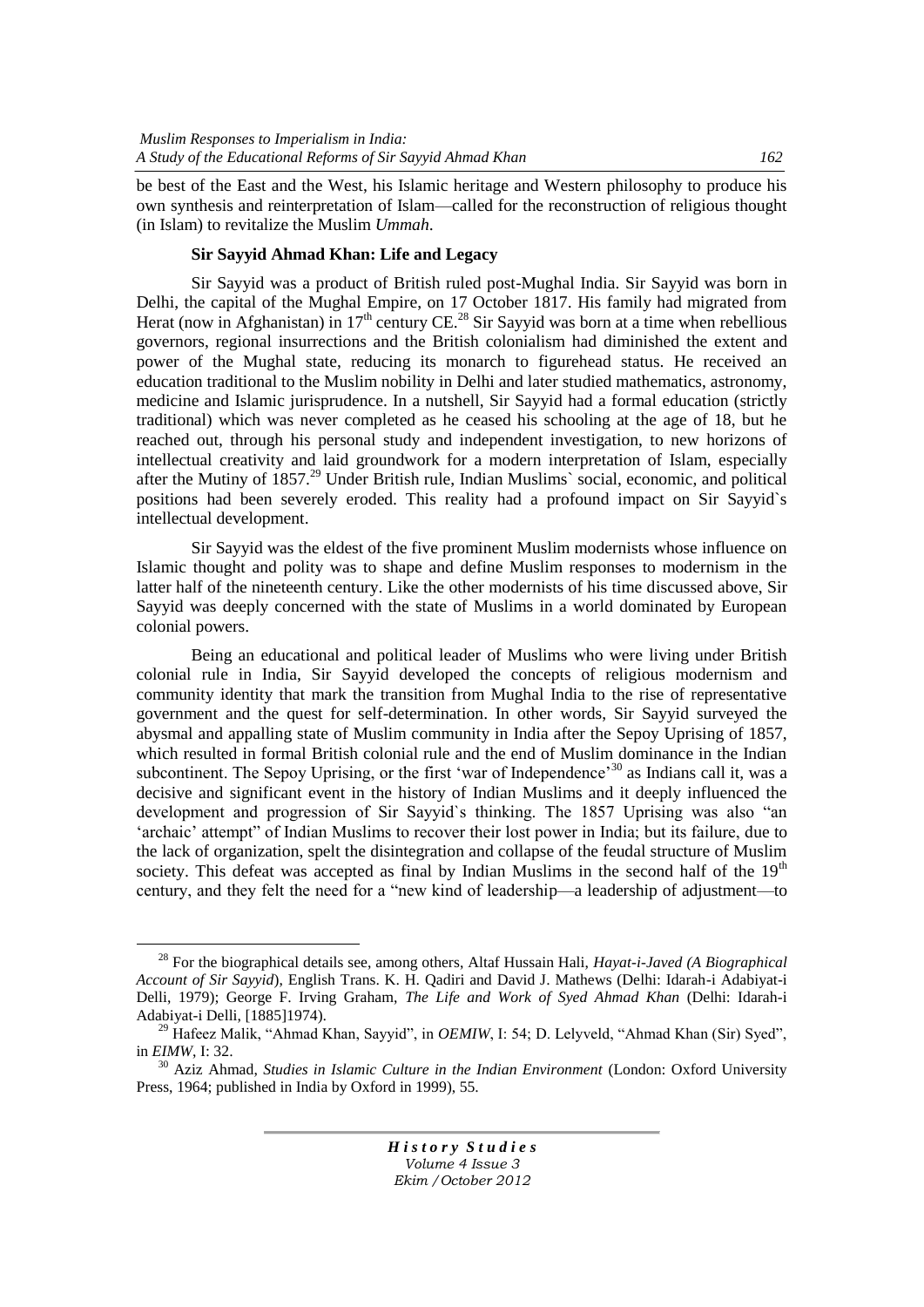be best of the East and the West, his Islamic heritage and Western philosophy to produce his own synthesis and reinterpretation of Islam—called for the reconstruction of religious thought (in Islam) to revitalize the Muslim *Ummah*.

**Sir Sayyid Ahmad Khan: Life and Legacy**

Sir Sayyid was a product of British ruled post-Mughal India. Sir Sayyid was born in Delhi, the capital of the Mughal Empire, on 17 October 1817. His family had migrated from Herat (now in Afghanistan) in 17th century CE.[28] Sir Sayyid was born at a time when rebellious governors, regional insurrections and the British colonialism had diminished the extent and power of the Mughal state, reducing its monarch to figurehead status. He received an education traditional to the Muslim nobility in Delhi and later studied mathematics, astronomy, medicine and Islamic jurisprudence. In a nutshell, Sir Sayyid had a formal education (strictly traditional) which was never completed as he ceased his schooling at the age of 18, but he reached out, through his personal study and independent investigation, to new horizons of intellectual creativity and laid groundwork for a modern interpretation of Islam, especially after the Mutiny of 1857.[29] Under British rule, Indian Muslims` social, economic, and political positions had been severely eroded. This reality had a profound impact on Sir Sayyid`s intellectual development.

Sir Sayyid was the eldest of the five prominent Muslim modernists whose influence on Islamic thought and polity was to shape and define Muslim responses to modernism in the latter half of the nineteenth century. Like the other modernists of his time discussed above, Sir Sayyid was deeply concerned with the state of Muslims in a world dominated by European colonial powers.

Being an educational and political leader of Muslims who were living under British colonial rule in India, Sir Sayyid developed the concepts of religious modernism and community identity that mark the transition from Mughal India to the rise of representative government and the quest for self-determination. In other words, Sir Sayyid surveyed the abysmal and appalling state of Muslim community in India after the Sepoy Uprising of 1857, which resulted in formal British colonial rule and the end of Muslim dominance in the Indian subcontinent. The Sepoy Uprising, or the first 'war of Independence'[30] as Indians call it, was a decisive and significant event in the history of Indian Muslims and it deeply influenced the development and progression of Sir Sayyid`s thinking. The 1857 Uprising was also "an 'archaic' attempt" of Indian Muslims to recover their lost power in India; but its failure, due to the lack of organization, spelt the disintegration and collapse of the feudal structure of Muslim society. This defeat was accepted as final by Indian Muslims in the second half of the 19th century, and they felt the need for a "new kind of leadership—a leadership of adjustment—to

---

[28] For the biographical details see, among others, Altaf Hussain Hali, *Hayat-i-Javed (A Biographical Account of Sir Sayyid*), English Trans. K. H. Qadiri and David J. Mathews (Delhi: Idarah-i Adabiyat-i Delli, 1979); George F. Irving Graham, *The Life and Work of Syed Ahmad Khan* (Delhi: Idarah-i Adabiyat-i Delli, [1885]1974).

[29] Hafeez Malik, "Ahmad Khan, Sayyid", in *OEMIW*, I: 54; D. Lelyveld, "Ahmad Khan (Sir) Syed", in *EIMW*, I: 32.

[30] Aziz Ahmad, *Studies in Islamic Culture in the Indian Environment* (London: Oxford University Press, 1964; published in India by Oxford in 1999), 55.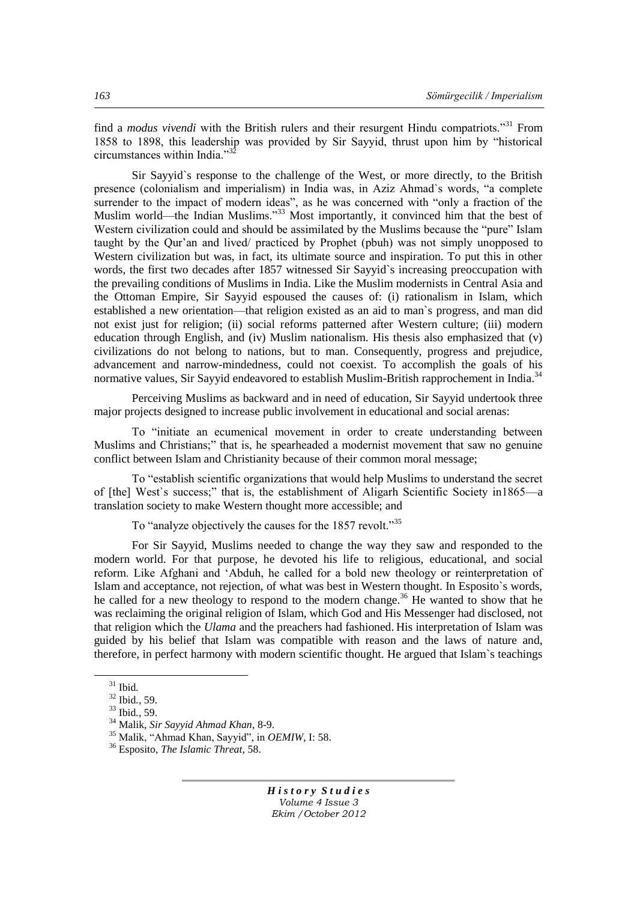find a *modus vivendi* with the British rulers and their resurgent Hindu compatriots."[31] From 1858 to 1898, this leadership was provided by Sir Sayyid, thrust upon him by "historical circumstances within India."[32]

Sir Sayyid`s response to the challenge of the West, or more directly, to the British presence (colonialism and imperialism) in India was, in Aziz Ahmad`s words, "a complete surrender to the impact of modern ideas", as he was concerned with "only a fraction of the Muslim world—the Indian Muslims."[33] Most importantly, it convinced him that the best of Western civilization could and should be assimilated by the Muslims because the "pure" Islam taught by the Qur'an and lived/ practiced by Prophet (pbuh) was not simply unopposed to Western civilization but was, in fact, its ultimate source and inspiration. To put this in other words, the first two decades after 1857 witnessed Sir Sayyid`s increasing preoccupation with the prevailing conditions of Muslims in India. Like the Muslim modernists in Central Asia and the Ottoman Empire, Sir Sayyid espoused the causes of: (i) rationalism in Islam, which established a new orientation—that religion existed as an aid to man`s progress, and man did not exist just for religion; (ii) social reforms patterned after Western culture; (iii) modern education through English, and (iv) Muslim nationalism. His thesis also emphasized that (v) civilizations do not belong to nations, but to man. Consequently, progress and prejudice, advancement and narrow-mindedness, could not coexist. To accomplish the goals of his normative values, Sir Sayyid endeavored to establish Muslim-British rapprochement in India.[34]

Perceiving Muslims as backward and in need of education, Sir Sayyid undertook three major projects designed to increase public involvement in educational and social arenas:

To "initiate an ecumenical movement in order to create understanding between Muslims and Christians;" that is, he spearheaded a modernist movement that saw no genuine conflict between Islam and Christianity because of their common moral message;

To "establish scientific organizations that would help Muslims to understand the secret of [the] West`s success;" that is, the establishment of Aligarh Scientific Society in1865—a translation society to make Western thought more accessible; and

To "analyze objectively the causes for the 1857 revolt."[35]

For Sir Sayyid, Muslims needed to change the way they saw and responded to the modern world. For that purpose, he devoted his life to religious, educational, and social reform. Like Afghani and 'Abduh, he called for a bold new theology or reinterpretation of Islam and acceptance, not rejection, of what was best in Western thought. In Esposito`s words, he called for a new theology to respond to the modern change.[36] He wanted to show that he was reclaiming the original religion of Islam, which God and His Messenger had disclosed, not that religion which the *Ulama* and the preachers had fashioned. His interpretation of Islam was guided by his belief that Islam was compatible with reason and the laws of nature and, therefore, in perfect harmony with modern scientific thought. He argued that Islam`s teachings

---

[31] Ibid.

[32] Ibid., 59.

[33] Ibid., 59.

[34] Malik, *Sir Sayyid Ahmad Khan*, 8-9.

[35] Malik, "Ahmad Khan, Sayyid", in *OEMIW*, I: 58.

[36] Esposito, *The Islamic Threat*, 58.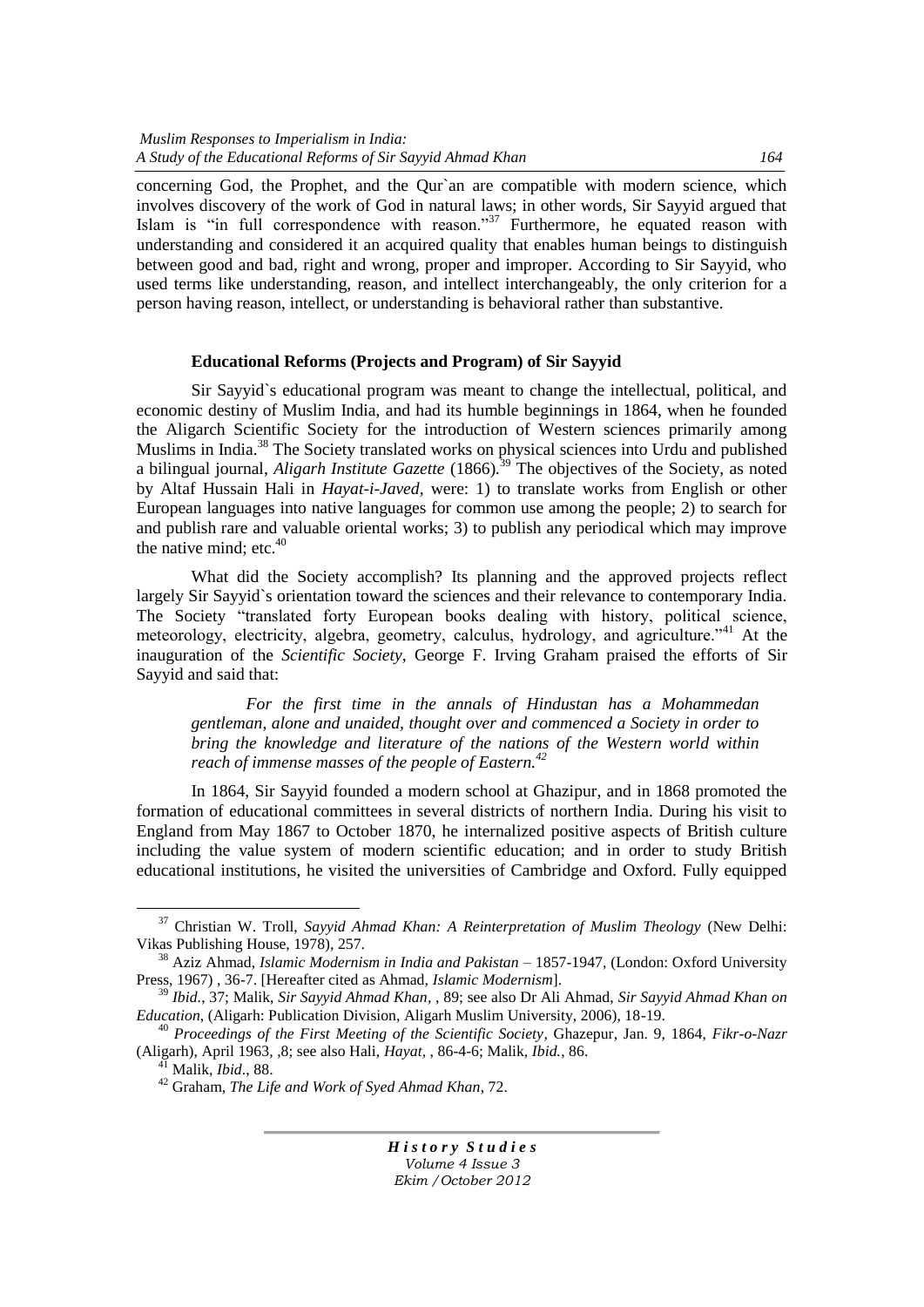concerning God, the Prophet, and the Qur`an are compatible with modern science, which involves discovery of the work of God in natural laws; in other words, Sir Sayyid argued that Islam is "in full correspondence with reason."[37] Furthermore, he equated reason with understanding and considered it an acquired quality that enables human beings to distinguish between good and bad, right and wrong, proper and improper. According to Sir Sayyid, who used terms like understanding, reason, and intellect interchangeably, the only criterion for a person having reason, intellect, or understanding is behavioral rather than substantive.

### Educational Reforms (Projects and Program) of Sir Sayyid

Sir Sayyid`s educational program was meant to change the intellectual, political, and economic destiny of Muslim India, and had its humble beginnings in 1864, when he founded the Aligarch Scientific Society for the introduction of Western sciences primarily among Muslims in India.[38] The Society translated works on physical sciences into Urdu and published a bilingual journal, *Aligarh Institute Gazette* (1866).[39] The objectives of the Society, as noted by Altaf Hussain Hali in *Hayat-i-Javed*, were: 1) to translate works from English or other European languages into native languages for common use among the people; 2) to search for and publish rare and valuable oriental works; 3) to publish any periodical which may improve the native mind; etc.[40]

What did the Society accomplish? Its planning and the approved projects reflect largely Sir Sayyid`s orientation toward the sciences and their relevance to contemporary India. The Society "translated forty European books dealing with history, political science, meteorology, electricity, algebra, geometry, calculus, hydrology, and agriculture."[41] At the inauguration of the *Scientific Society*, George F. Irving Graham praised the efforts of Sir Sayyid and said that:

> *For the first time in the annals of Hindustan has a Mohammedan gentleman, alone and unaided, thought over and commenced a Society in order to bring the knowledge and literature of the nations of the Western world within reach of immense masses of the people of Eastern.*[42]

In 1864, Sir Sayyid founded a modern school at Ghazipur, and in 1868 promoted the formation of educational committees in several districts of northern India. During his visit to England from May 1867 to October 1870, he internalized positive aspects of British culture including the value system of modern scientific education; and in order to study British educational institutions, he visited the universities of Cambridge and Oxford. Fully equipped

---

[37] Christian W. Troll, *Sayyid Ahmad Khan: A Reinterpretation of Muslim Theology* (New Delhi: Vikas Publishing House, 1978), 257.

[38] Aziz Ahmad, *Islamic Modernism in India and Pakistan* – 1857-1947, (London: Oxford University Press, 1967) , 36-7. [Hereafter cited as Ahmad, *Islamic Modernism*].

[39] *Ibid.*, 37; Malik, *Sir Sayyid Ahmad Khan*, , 89; see also Dr Ali Ahmad, *Sir Sayyid Ahmad Khan on Education*, (Aligarh: Publication Division, Aligarh Muslim University, 2006), 18-19.

[40] *Proceedings of the First Meeting of the Scientific Society*, Ghazepur, Jan. 9, 1864, *Fikr-o-Nazr* (Aligarh), April 1963, ,8; see also Hali, *Hayat*, , 86-4-6; Malik, *Ibid.*, 86.

[41] Malik, *Ibid*., 88.

[42] Graham, *The Life and Work of Syed Ahmad Khan*, 72.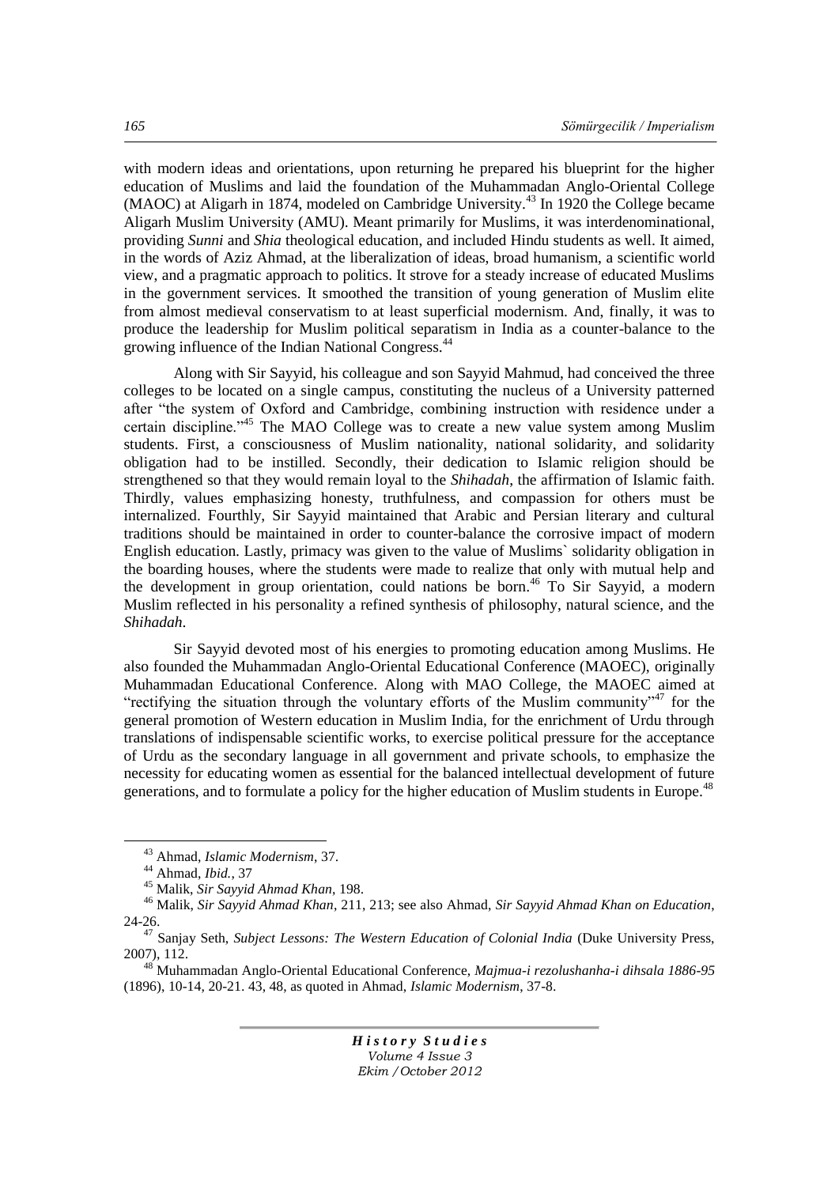with modern ideas and orientations, upon returning he prepared his blueprint for the higher education of Muslims and laid the foundation of the Muhammadan Anglo-Oriental College (MAOC) at Aligarh in 1874, modeled on Cambridge University.[43] In 1920 the College became Aligarh Muslim University (AMU). Meant primarily for Muslims, it was interdenominational, providing *Sunni* and *Shia* theological education, and included Hindu students as well. It aimed, in the words of Aziz Ahmad, at the liberalization of ideas, broad humanism, a scientific world view, and a pragmatic approach to politics. It strove for a steady increase of educated Muslims in the government services. It smoothed the transition of young generation of Muslim elite from almost medieval conservatism to at least superficial modernism. And, finally, it was to produce the leadership for Muslim political separatism in India as a counter-balance to the growing influence of the Indian National Congress.[44]

Along with Sir Sayyid, his colleague and son Sayyid Mahmud, had conceived the three colleges to be located on a single campus, constituting the nucleus of a University patterned after "the system of Oxford and Cambridge, combining instruction with residence under a certain discipline."[45] The MAO College was to create a new value system among Muslim students. First, a consciousness of Muslim nationality, national solidarity, and solidarity obligation had to be instilled. Secondly, their dedication to Islamic religion should be strengthened so that they would remain loyal to the *Shihadah*, the affirmation of Islamic faith. Thirdly, values emphasizing honesty, truthfulness, and compassion for others must be internalized. Fourthly, Sir Sayyid maintained that Arabic and Persian literary and cultural traditions should be maintained in order to counter-balance the corrosive impact of modern English education. Lastly, primacy was given to the value of Muslims` solidarity obligation in the boarding houses, where the students were made to realize that only with mutual help and the development in group orientation, could nations be born.[46] To Sir Sayyid, a modern Muslim reflected in his personality a refined synthesis of philosophy, natural science, and the *Shihadah*.

Sir Sayyid devoted most of his energies to promoting education among Muslims. He also founded the Muhammadan Anglo-Oriental Educational Conference (MAOEC), originally Muhammadan Educational Conference. Along with MAO College, the MAOEC aimed at "rectifying the situation through the voluntary efforts of the Muslim community"[47] for the general promotion of Western education in Muslim India, for the enrichment of Urdu through translations of indispensable scientific works, to exercise political pressure for the acceptance of Urdu as the secondary language in all government and private schools, to emphasize the necessity for educating women as essential for the balanced intellectual development of future generations, and to formulate a policy for the higher education of Muslim students in Europe.[48]

---

[43] Ahmad, *Islamic Modernism*, 37.

[44] Ahmad, *Ibid.*, 37

[45] Malik, *Sir Sayyid Ahmad Khan*, 198.

[46] Malik, *Sir Sayyid Ahmad Khan*, 211, 213; see also Ahmad, *Sir Sayyid Ahmad Khan on Education*, 24-26.

[47] Sanjay Seth, *Subject Lessons: The Western Education of Colonial India* (Duke University Press, 2007), 112.

[48] Muhammadan Anglo-Oriental Educational Conference, *Majmua-i rezolushanha-i dihsala 1886-95* (1896), 10-14, 20-21. 43, 48, as quoted in Ahmad, *Islamic Modernism*, 37-8.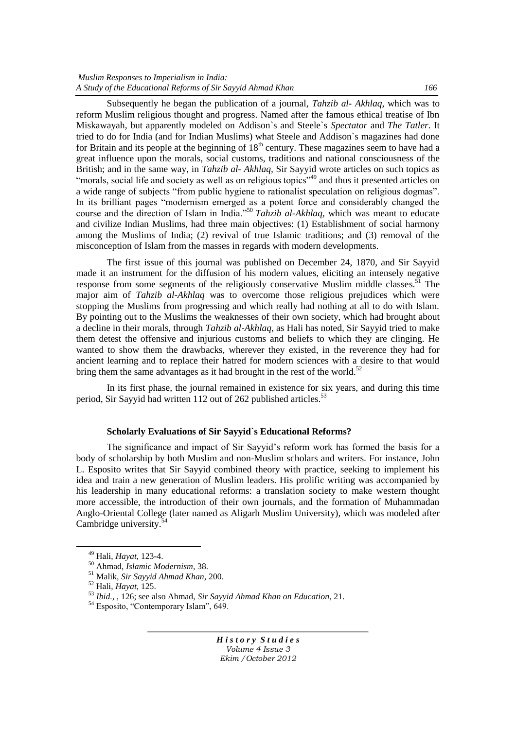Subsequently he began the publication of a journal, *Tahzib al- Akhlaq*, which was to reform Muslim religious thought and progress. Named after the famous ethical treatise of Ibn Miskawayah, but apparently modeled on Addison`s and Steele`s *Spectator* and *The Tatler*. It tried to do for India (and for Indian Muslims) what Steele and Addison`s magazines had done for Britain and its people at the beginning of 18th century. These magazines seem to have had a great influence upon the morals, social customs, traditions and national consciousness of the British; and in the same way, in *Tahzib al- Akhlaq*, Sir Sayyid wrote articles on such topics as "morals, social life and society as well as on religious topics"[49] and thus it presented articles on a wide range of subjects "from public hygiene to rationalist speculation on religious dogmas". In its brilliant pages "modernism emerged as a potent force and considerably changed the course and the direction of Islam in India."[50] *Tahzib al-Akhlaq*, which was meant to educate and civilize Indian Muslims, had three main objectives: (1) Establishment of social harmony among the Muslims of India; (2) revival of true Islamic traditions; and (3) removal of the misconception of Islam from the masses in regards with modern developments.

The first issue of this journal was published on December 24, 1870, and Sir Sayyid made it an instrument for the diffusion of his modern values, eliciting an intensely negative response from some segments of the religiously conservative Muslim middle classes.[51] The major aim of *Tahzib al-Akhlaq* was to overcome those religious prejudices which were stopping the Muslims from progressing and which really had nothing at all to do with Islam. By pointing out to the Muslims the weaknesses of their own society, which had brought about a decline in their morals, through *Tahzib al-Akhlaq*, as Hali has noted, Sir Sayyid tried to make them detest the offensive and injurious customs and beliefs to which they are clinging. He wanted to show them the drawbacks, wherever they existed, in the reverence they had for ancient learning and to replace their hatred for modern sciences with a desire to that would bring them the same advantages as it had brought in the rest of the world.[52]

In its first phase, the journal remained in existence for six years, and during this time period, Sir Sayyid had written 112 out of 262 published articles.[53]

### Scholarly Evaluations of Sir Sayyid`s Educational Reforms?

The significance and impact of Sir Sayyid's reform work has formed the basis for a body of scholarship by both Muslim and non-Muslim scholars and writers. For instance, John L. Esposito writes that Sir Sayyid combined theory with practice, seeking to implement his idea and train a new generation of Muslim leaders. His prolific writing was accompanied by his leadership in many educational reforms: a translation society to make western thought more accessible, the introduction of their own journals, and the formation of Muhammadan Anglo-Oriental College (later named as Aligarh Muslim University), which was modeled after Cambridge university.[54]

---

[49] Hali, *Hayat*, 123-4.

[50] Ahmad, *Islamic Modernism*, 38.

[51] Malik, *Sir Sayyid Ahmad Khan*, 200.

[52] Hali, *Hayat*, 125.

[53] *Ibid.*, , 126; see also Ahmad, *Sir Sayyid Ahmad Khan on Education*, 21.

[54] Esposito, "Contemporary Islam", 649.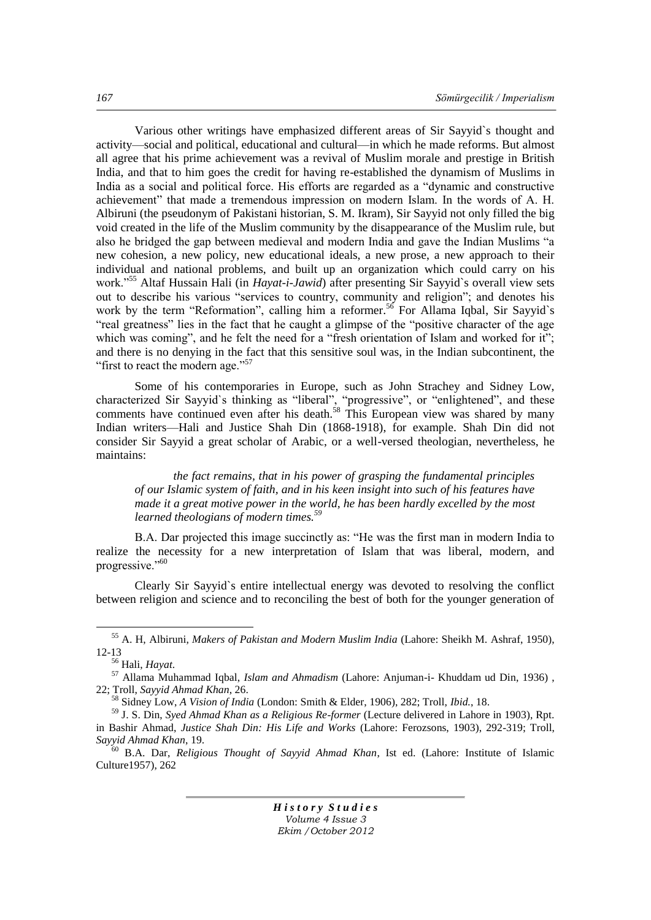Various other writings have emphasized different areas of Sir Sayyid`s thought and activity—social and political, educational and cultural—in which he made reforms. But almost all agree that his prime achievement was a revival of Muslim morale and prestige in British India, and that to him goes the credit for having re-established the dynamism of Muslims in India as a social and political force. His efforts are regarded as a "dynamic and constructive achievement" that made a tremendous impression on modern Islam. In the words of A. H. Albiruni (the pseudonym of Pakistani historian, S. M. Ikram), Sir Sayyid not only filled the big void created in the life of the Muslim community by the disappearance of the Muslim rule, but also he bridged the gap between medieval and modern India and gave the Indian Muslims "a new cohesion, a new policy, new educational ideals, a new prose, a new approach to their individual and national problems, and built up an organization which could carry on his work."[55] Altaf Hussain Hali (in *Hayat-i-Jawid*) after presenting Sir Sayyid`s overall view sets out to describe his various "services to country, community and religion"; and denotes his work by the term "Reformation", calling him a reformer.[56] For Allama Iqbal, Sir Sayyid`s "real greatness" lies in the fact that he caught a glimpse of the "positive character of the age which was coming", and he felt the need for a "fresh orientation of Islam and worked for it"; and there is no denying in the fact that this sensitive soul was, in the Indian subcontinent, the "first to react the modern age."[57]

Some of his contemporaries in Europe, such as John Strachey and Sidney Low, characterized Sir Sayyid`s thinking as "liberal", "progressive", or "enlightened", and these comments have continued even after his death.[58] This European view was shared by many Indian writers—Hali and Justice Shah Din (1868-1918), for example. Shah Din did not consider Sir Sayyid a great scholar of Arabic, or a well-versed theologian, nevertheless, he maintains:

> *the fact remains, that in his power of grasping the fundamental principles of our Islamic system of faith, and in his keen insight into such of his features have made it a great motive power in the world, he has been hardly excelled by the most learned theologians of modern times.*[59]

B.A. Dar projected this image succinctly as: "He was the first man in modern India to realize the necessity for a new interpretation of Islam that was liberal, modern, and progressive."[60]

Clearly Sir Sayyid`s entire intellectual energy was devoted to resolving the conflict between religion and science and to reconciling the best of both for the younger generation of

---

[55] A. H, Albiruni, *Makers of Pakistan and Modern Muslim India* (Lahore: Sheikh M. Ashraf, 1950), 12-13

[56] Hali, *Hayat*.

[57] Allama Muhammad Iqbal, *Islam and Ahmadism* (Lahore: Anjuman-i- Khuddam ud Din, 1936) , 22; Troll, *Sayyid Ahmad Khan*, 26.

[58] Sidney Low, *A Vision of India* (London: Smith & Elder, 1906), 282; Troll, *Ibid.*, 18.

[59] J. S. Din, *Syed Ahmad Khan as a Religious Re-former* (Lecture delivered in Lahore in 1903), Rpt. in Bashir Ahmad, *Justice Shah Din: His Life and Works* (Lahore: Ferozsons, 1903), 292-319; Troll, *Sayyid Ahmad Khan*, 19.

[60] B.A. Dar, *Religious Thought of Sayyid Ahmad Khan*, Ist ed. (Lahore: Institute of Islamic Culture1957), 262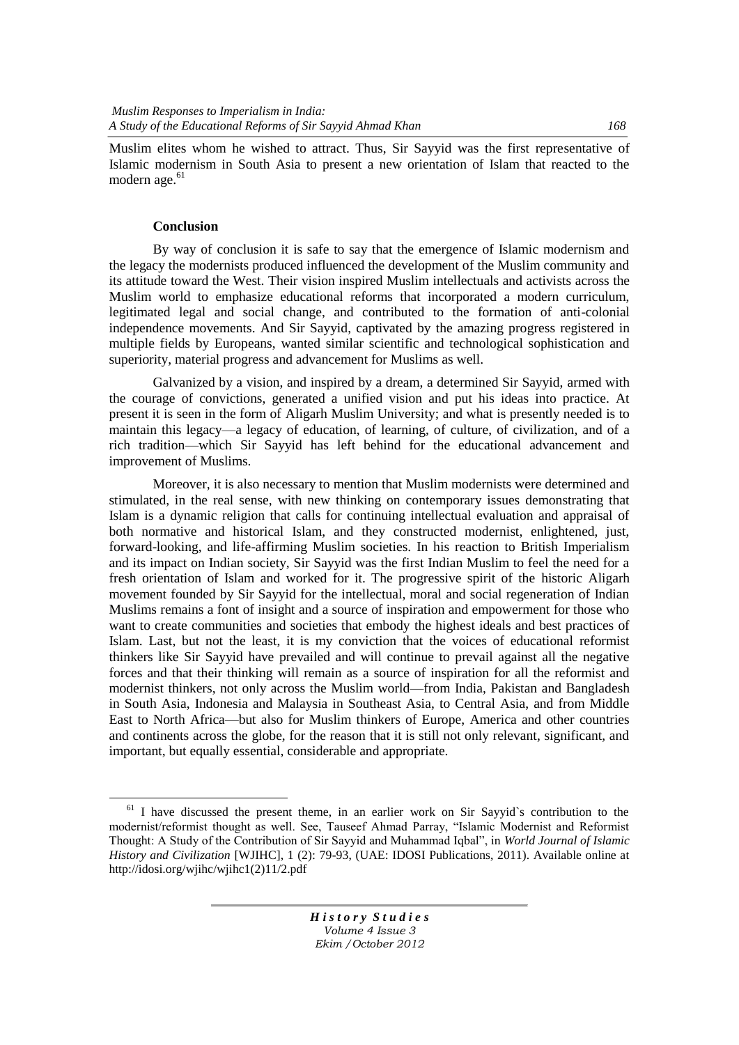Muslim elites whom he wished to attract. Thus, Sir Sayyid was the first representative of Islamic modernism in South Asia to present a new orientation of Islam that reacted to the modern age.[61]

## Conclusion

By way of conclusion it is safe to say that the emergence of Islamic modernism and the legacy the modernists produced influenced the development of the Muslim community and its attitude toward the West. Their vision inspired Muslim intellectuals and activists across the Muslim world to emphasize educational reforms that incorporated a modern curriculum, legitimated legal and social change, and contributed to the formation of anti-colonial independence movements. And Sir Sayyid, captivated by the amazing progress registered in multiple fields by Europeans, wanted similar scientific and technological sophistication and superiority, material progress and advancement for Muslims as well.

Galvanized by a vision, and inspired by a dream, a determined Sir Sayyid, armed with the courage of convictions, generated a unified vision and put his ideas into practice. At present it is seen in the form of Aligarh Muslim University; and what is presently needed is to maintain this legacy—a legacy of education, of learning, of culture, of civilization, and of a rich tradition—which Sir Sayyid has left behind for the educational advancement and improvement of Muslims.

Moreover, it is also necessary to mention that Muslim modernists were determined and stimulated, in the real sense, with new thinking on contemporary issues demonstrating that Islam is a dynamic religion that calls for continuing intellectual evaluation and appraisal of both normative and historical Islam, and they constructed modernist, enlightened, just, forward-looking, and life-affirming Muslim societies. In his reaction to British Imperialism and its impact on Indian society, Sir Sayyid was the first Indian Muslim to feel the need for a fresh orientation of Islam and worked for it. The progressive spirit of the historic Aligarh movement founded by Sir Sayyid for the intellectual, moral and social regeneration of Indian Muslims remains a font of insight and a source of inspiration and empowerment for those who want to create communities and societies that embody the highest ideals and best practices of Islam. Last, but not the least, it is my conviction that the voices of educational reformist thinkers like Sir Sayyid have prevailed and will continue to prevail against all the negative forces and that their thinking will remain as a source of inspiration for all the reformist and modernist thinkers, not only across the Muslim world—from India, Pakistan and Bangladesh in South Asia, Indonesia and Malaysia in Southeast Asia, to Central Asia, and from Middle East to North Africa—but also for Muslim thinkers of Europe, America and other countries and continents across the globe, for the reason that it is still not only relevant, significant, and important, but equally essential, considerable and appropriate.

---

[61] I have discussed the present theme, in an earlier work on Sir Sayyid`s contribution to the modernist/reformist thought as well. See, Tauseef Ahmad Parray, "Islamic Modernist and Reformist Thought: A Study of the Contribution of Sir Sayyid and Muhammad Iqbal", in *World Journal of Islamic History and Civilization* [WJIHC], 1 (2): 79-93, (UAE: IDOSI Publications, 2011). Available online at http://idosi.org/wjihc/wjihc1(2)11/2.pdf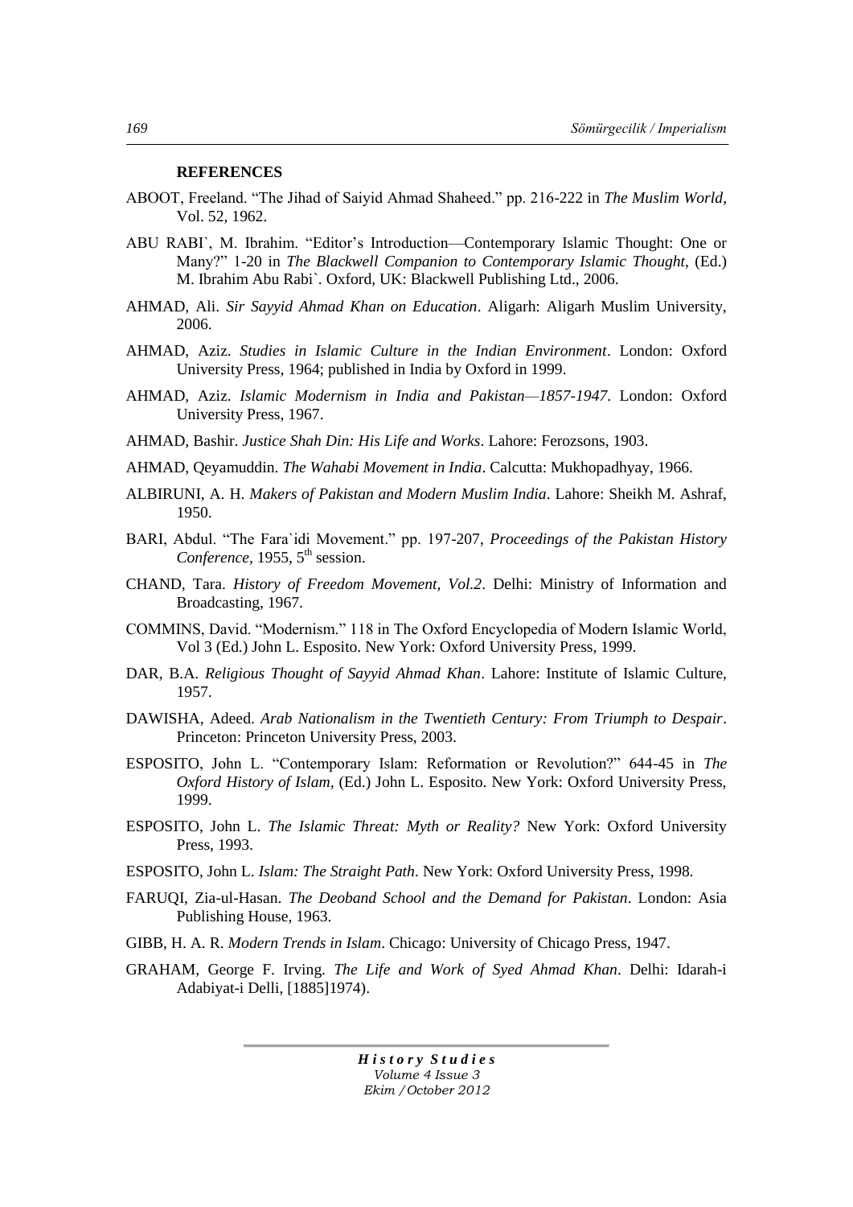**REFERENCES**

ABOOT, Freeland. "The Jihad of Saiyid Ahmad Shaheed." pp. 216-222 in *The Muslim World*, Vol. 52, 1962.

ABU RABI`, M. Ibrahim. "Editor's Introduction—Contemporary Islamic Thought: One or Many?" 1-20 in *The Blackwell Companion to Contemporary Islamic Thought*, (Ed.) M. Ibrahim Abu Rabi`. Oxford, UK: Blackwell Publishing Ltd., 2006.

AHMAD, Ali. *Sir Sayyid Ahmad Khan on Education*. Aligarh: Aligarh Muslim University, 2006.

AHMAD, Aziz. *Studies in Islamic Culture in the Indian Environment*. London: Oxford University Press, 1964; published in India by Oxford in 1999.

AHMAD, Aziz. *Islamic Modernism in India and Pakistan—1857-1947*. London: Oxford University Press, 1967.

AHMAD, Bashir. *Justice Shah Din: His Life and Works*. Lahore: Ferozsons, 1903.

AHMAD, Qeyamuddin. *The Wahabi Movement in India*. Calcutta: Mukhopadhyay, 1966.

ALBIRUNI, A. H. *Makers of Pakistan and Modern Muslim India*. Lahore: Sheikh M. Ashraf, 1950.

BARI, Abdul. "The Fara`idi Movement." pp. 197-207, *Proceedings of the Pakistan History Conference*, 1955, 5th session.

CHAND, Tara. *History of Freedom Movement, Vol.2*. Delhi: Ministry of Information and Broadcasting, 1967.

COMMINS, David. "Modernism." 118 in The Oxford Encyclopedia of Modern Islamic World, Vol 3 (Ed.) John L. Esposito. New York: Oxford University Press, 1999.

DAR, B.A. *Religious Thought of Sayyid Ahmad Khan*. Lahore: Institute of Islamic Culture, 1957.

DAWISHA, Adeed. *Arab Nationalism in the Twentieth Century: From Triumph to Despair*. Princeton: Princeton University Press, 2003.

ESPOSITO, John L. "Contemporary Islam: Reformation or Revolution?" 644-45 in *The Oxford History of Islam*, (Ed.) John L. Esposito. New York: Oxford University Press, 1999.

ESPOSITO, John L. *The Islamic Threat: Myth or Reality?* New York: Oxford University Press, 1993.

ESPOSITO, John L. *Islam: The Straight Path*. New York: Oxford University Press, 1998.

FARUQI, Zia-ul-Hasan. *The Deoband School and the Demand for Pakistan*. London: Asia Publishing House, 1963.

GIBB, H. A. R. *Modern Trends in Islam*. Chicago: University of Chicago Press, 1947.

GRAHAM, George F. Irving. *The Life and Work of Syed Ahmad Khan*. Delhi: Idarah-i Adabiyat-i Delli, [1885]1974).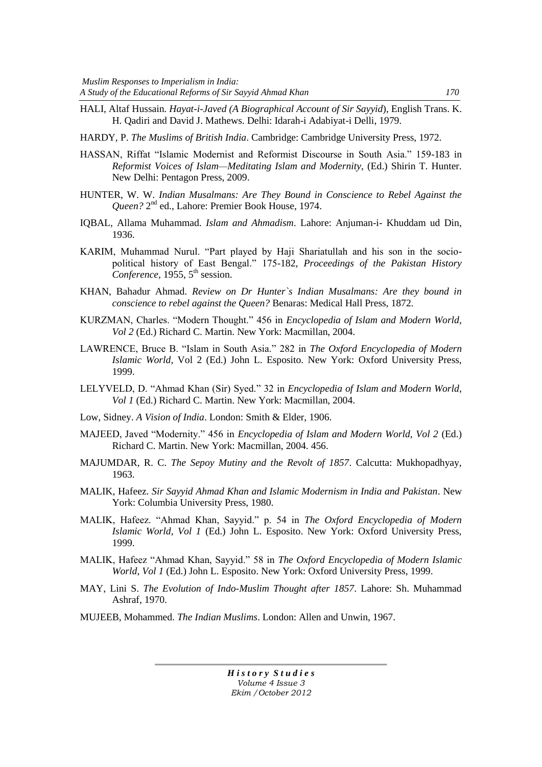HALI, Altaf Hussain. *Hayat-i-Javed (A Biographical Account of Sir Sayyid)*, English Trans. K. H. Qadiri and David J. Mathews. Delhi: Idarah-i Adabiyat-i Delli, 1979.

HARDY, P. *The Muslims of British India*. Cambridge: Cambridge University Press, 1972.

HASSAN, Riffat "Islamic Modernist and Reformist Discourse in South Asia." 159-183 in *Reformist Voices of Islam—Meditating Islam and Modernity*, (Ed.) Shirin T. Hunter. New Delhi: Pentagon Press, 2009.

HUNTER, W. W. *Indian Musalmans: Are They Bound in Conscience to Rebel Against the Queen?* 2nd ed., Lahore: Premier Book House, 1974.

IQBAL, Allama Muhammad. *Islam and Ahmadism*. Lahore: Anjuman-i- Khuddam ud Din, 1936.

KARIM, Muhammad Nurul. "Part played by Haji Shariatullah and his son in the socio-political history of East Bengal." 175-182, *Proceedings of the Pakistan History Conference*, 1955, 5th session.

KHAN, Bahadur Ahmad. *Review on Dr Hunter`s Indian Musalmans: Are they bound in conscience to rebel against the Queen?* Benaras: Medical Hall Press, 1872.

KURZMAN, Charles. "Modern Thought." 456 in *Encyclopedia of Islam and Modern World, Vol 2* (Ed.) Richard C. Martin. New York: Macmillan, 2004.

LAWRENCE, Bruce B. "Islam in South Asia." 282 in *The Oxford Encyclopedia of Modern Islamic World*, Vol 2 (Ed.) John L. Esposito. New York: Oxford University Press, 1999.

LELYVELD, D. "Ahmad Khan (Sir) Syed." 32 in *Encyclopedia of Islam and Modern World, Vol 1* (Ed.) Richard C. Martin. New York: Macmillan, 2004.

Low, Sidney. *A Vision of India*. London: Smith & Elder, 1906.

MAJEED, Javed "Modernity." 456 in *Encyclopedia of Islam and Modern World, Vol 2* (Ed.) Richard C. Martin. New York: Macmillan, 2004. 456.

MAJUMDAR, R. C. *The Sepoy Mutiny and the Revolt of 1857*. Calcutta: Mukhopadhyay, 1963.

MALIK, Hafeez. *Sir Sayyid Ahmad Khan and Islamic Modernism in India and Pakistan*. New York: Columbia University Press, 1980.

MALIK, Hafeez. "Ahmad Khan, Sayyid." p. 54 in *The Oxford Encyclopedia of Modern Islamic World, Vol 1* (Ed.) John L. Esposito. New York: Oxford University Press, 1999.

MALIK, Hafeez "Ahmad Khan, Sayyid." 58 in *The Oxford Encyclopedia of Modern Islamic World, Vol 1* (Ed.) John L. Esposito. New York: Oxford University Press, 1999.

MAY, Lini S. *The Evolution of Indo-Muslim Thought after 1857*. Lahore: Sh. Muhammad Ashraf, 1970.

MUJEEB, Mohammed. *The Indian Muslims*. London: Allen and Unwin, 1967.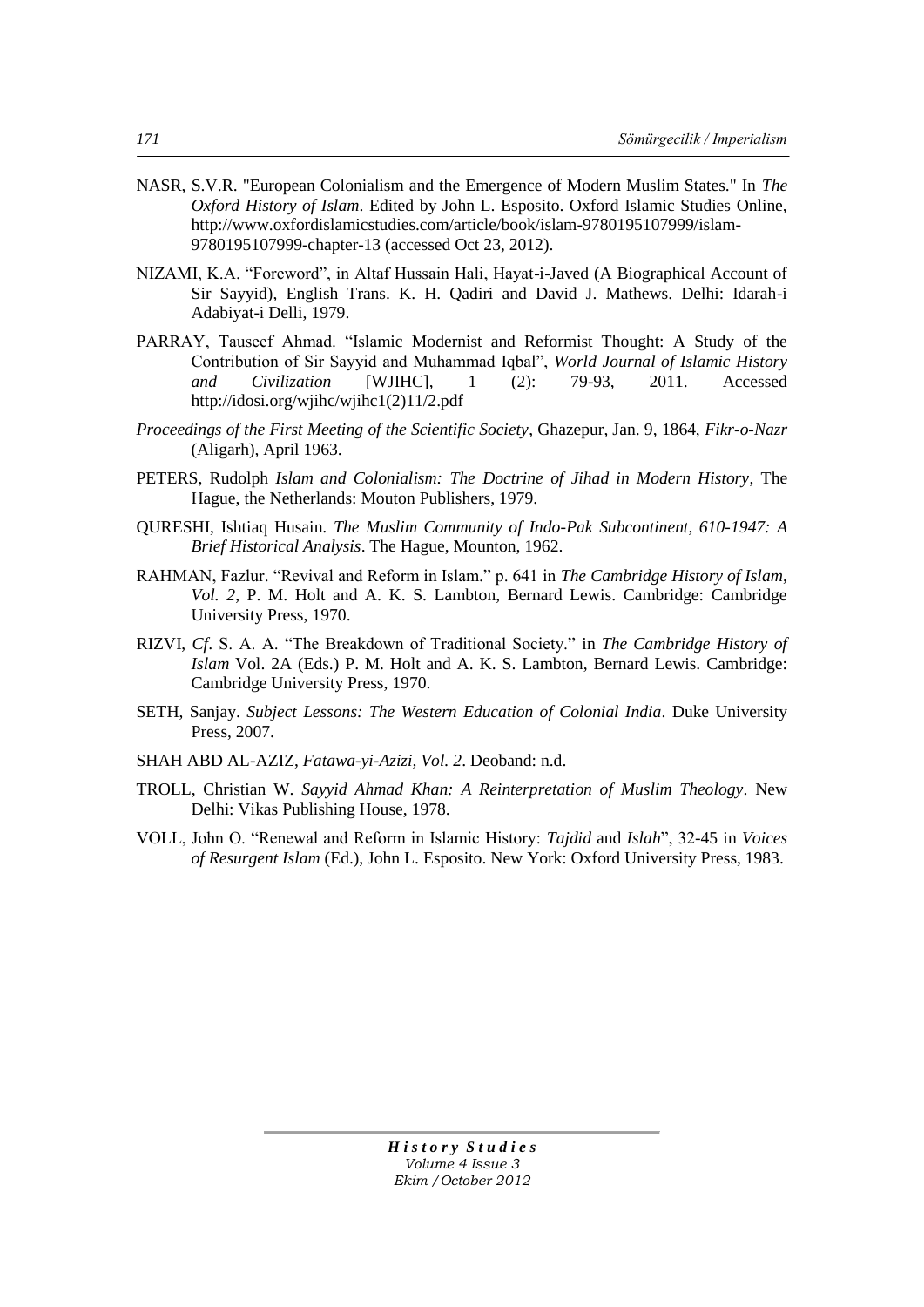NASR, S.V.R. "European Colonialism and the Emergence of Modern Muslim States." In *The Oxford History of Islam*. Edited by John L. Esposito. Oxford Islamic Studies Online, http://www.oxfordislamicstudies.com/article/book/islam-9780195107999/islam-9780195107999-chapter-13 (accessed Oct 23, 2012).

NIZAMI, K.A. "Foreword", in Altaf Hussain Hali, Hayat-i-Javed (A Biographical Account of Sir Sayyid), English Trans. K. H. Qadiri and David J. Mathews. Delhi: Idarah-i Adabiyat-i Delli, 1979.

PARRAY, Tauseef Ahmad. "Islamic Modernist and Reformist Thought: A Study of the Contribution of Sir Sayyid and Muhammad Iqbal", *World Journal of Islamic History and Civilization* [WJIHC], 1 (2): 79-93, 2011. Accessed http://idosi.org/wjihc/wjihc1(2)11/2.pdf

*Proceedings of the First Meeting of the Scientific Society*, Ghazepur, Jan. 9, 1864, *Fikr-o-Nazr* (Aligarh), April 1963.

PETERS, Rudolph *Islam and Colonialism: The Doctrine of Jihad in Modern History*, The Hague, the Netherlands: Mouton Publishers, 1979.

QURESHI, Ishtiaq Husain. *The Muslim Community of Indo-Pak Subcontinent, 610-1947: A Brief Historical Analysis*. The Hague, Mounton, 1962.

RAHMAN, Fazlur. "Revival and Reform in Islam." p. 641 in *The Cambridge History of Islam, Vol. 2*, P. M. Holt and A. K. S. Lambton, Bernard Lewis. Cambridge: Cambridge University Press, 1970.

RIZVI, *Cf*. S. A. A. "The Breakdown of Traditional Society." in *The Cambridge History of Islam* Vol. 2A (Eds.) P. M. Holt and A. K. S. Lambton, Bernard Lewis. Cambridge: Cambridge University Press, 1970.

SETH, Sanjay. *Subject Lessons: The Western Education of Colonial India*. Duke University Press, 2007.

SHAH ABD AL-AZIZ, *Fatawa-yi-Azizi, Vol. 2*. Deoband: n.d.

TROLL, Christian W. *Sayyid Ahmad Khan: A Reinterpretation of Muslim Theology*. New Delhi: Vikas Publishing House, 1978.

VOLL, John O. "Renewal and Reform in Islamic History: *Tajdid* and *Islah*", 32-45 in *Voices of Resurgent Islam* (Ed.), John L. Esposito. New York: Oxford University Press, 1983.